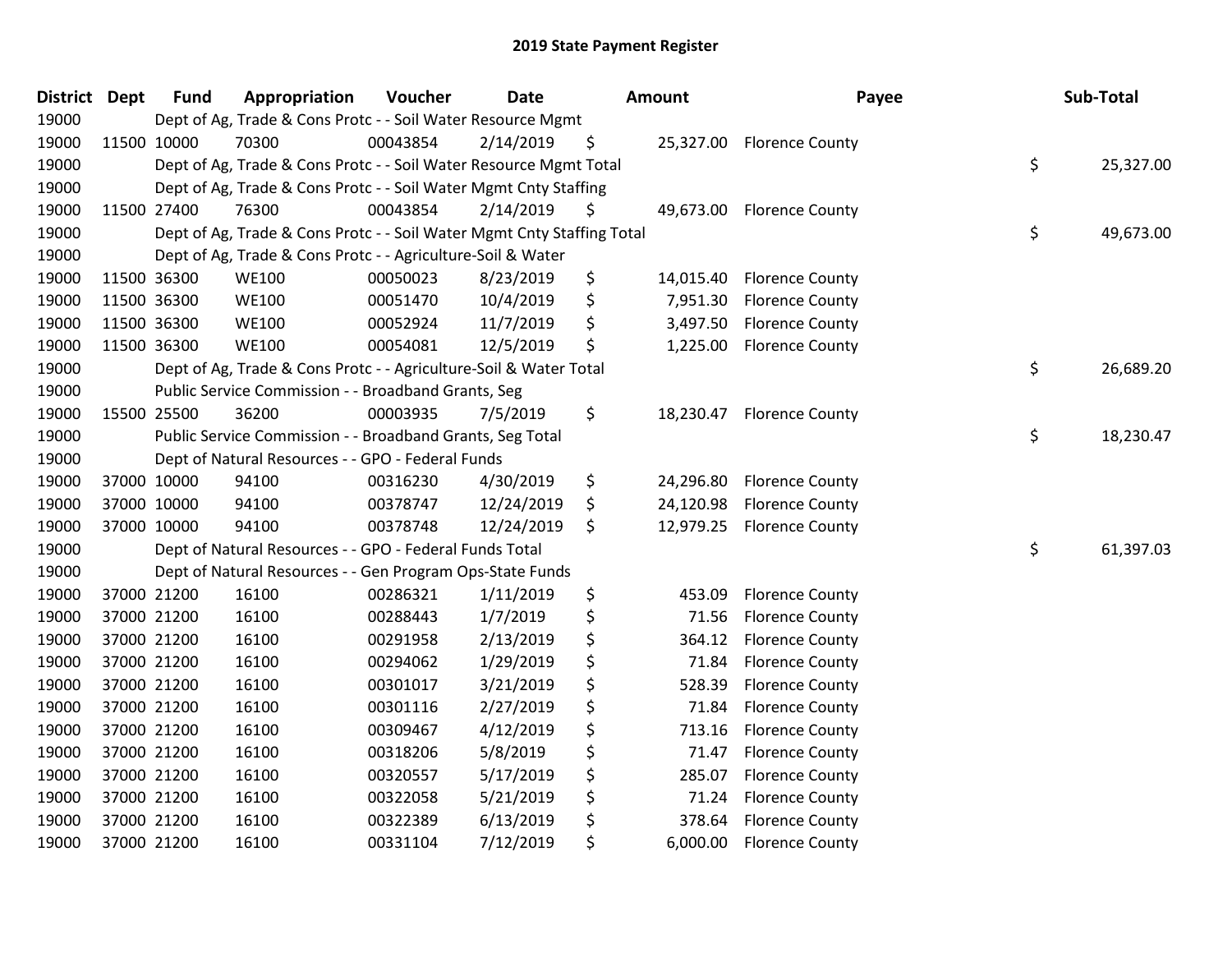# 2019 State Payment Register

| District | Dept | Fund | Appropriation | Voucher | Date | Amount | Payee | Sub-Total |
|---|---|---|---|---|---|---|---|---|
| 19000 | | Dept of Ag, Trade & Cons Protc - - Soil Water Resource Mgmt | | | | | | |
| 19000 | 11500 | 10000 | 70300 | 00043854 | 2/14/2019 | $ 25,327.00 | Florence County | |
| 19000 | | Dept of Ag, Trade & Cons Protc - - Soil Water Resource Mgmt Total | | | | | | $ 25,327.00 |
| 19000 | | Dept of Ag, Trade & Cons Protc - - Soil Water Mgmt Cnty Staffing | | | | | | |
| 19000 | 11500 | 27400 | 76300 | 00043854 | 2/14/2019 | $ 49,673.00 | Florence County | |
| 19000 | | Dept of Ag, Trade & Cons Protc - - Soil Water Mgmt Cnty Staffing Total | | | | | | $ 49,673.00 |
| 19000 | | Dept of Ag, Trade & Cons Protc - - Agriculture-Soil & Water | | | | | | |
| 19000 | 11500 | 36300 | WE100 | 00050023 | 8/23/2019 | $ 14,015.40 | Florence County | |
| 19000 | 11500 | 36300 | WE100 | 00051470 | 10/4/2019 | $ 7,951.30 | Florence County | |
| 19000 | 11500 | 36300 | WE100 | 00052924 | 11/7/2019 | $ 3,497.50 | Florence County | |
| 19000 | 11500 | 36300 | WE100 | 00054081 | 12/5/2019 | $ 1,225.00 | Florence County | |
| 19000 | | Dept of Ag, Trade & Cons Protc - - Agriculture-Soil & Water Total | | | | | | $ 26,689.20 |
| 19000 | | Public Service Commission - - Broadband Grants, Seg | | | | | | |
| 19000 | 15500 | 25500 | 36200 | 00003935 | 7/5/2019 | $ 18,230.47 | Florence County | |
| 19000 | | Public Service Commission - - Broadband Grants, Seg Total | | | | | | $ 18,230.47 |
| 19000 | | Dept of Natural Resources - - GPO - Federal Funds | | | | | | |
| 19000 | 37000 | 10000 | 94100 | 00316230 | 4/30/2019 | $ 24,296.80 | Florence County | |
| 19000 | 37000 | 10000 | 94100 | 00378747 | 12/24/2019 | $ 24,120.98 | Florence County | |
| 19000 | 37000 | 10000 | 94100 | 00378748 | 12/24/2019 | $ 12,979.25 | Florence County | |
| 19000 | | Dept of Natural Resources - - GPO - Federal Funds Total | | | | | | $ 61,397.03 |
| 19000 | | Dept of Natural Resources - - Gen Program Ops-State Funds | | | | | | |
| 19000 | 37000 | 21200 | 16100 | 00286321 | 1/11/2019 | $ 453.09 | Florence County | |
| 19000 | 37000 | 21200 | 16100 | 00288443 | 1/7/2019 | $ 71.56 | Florence County | |
| 19000 | 37000 | 21200 | 16100 | 00291958 | 2/13/2019 | $ 364.12 | Florence County | |
| 19000 | 37000 | 21200 | 16100 | 00294062 | 1/29/2019 | $ 71.84 | Florence County | |
| 19000 | 37000 | 21200 | 16100 | 00301017 | 3/21/2019 | $ 528.39 | Florence County | |
| 19000 | 37000 | 21200 | 16100 | 00301116 | 2/27/2019 | $ 71.84 | Florence County | |
| 19000 | 37000 | 21200 | 16100 | 00309467 | 4/12/2019 | $ 713.16 | Florence County | |
| 19000 | 37000 | 21200 | 16100 | 00318206 | 5/8/2019 | $ 71.47 | Florence County | |
| 19000 | 37000 | 21200 | 16100 | 00320557 | 5/17/2019 | $ 285.07 | Florence County | |
| 19000 | 37000 | 21200 | 16100 | 00322058 | 5/21/2019 | $ 71.24 | Florence County | |
| 19000 | 37000 | 21200 | 16100 | 00322389 | 6/13/2019 | $ 378.64 | Florence County | |
| 19000 | 37000 | 21200 | 16100 | 00331104 | 7/12/2019 | $ 6,000.00 | Florence County | |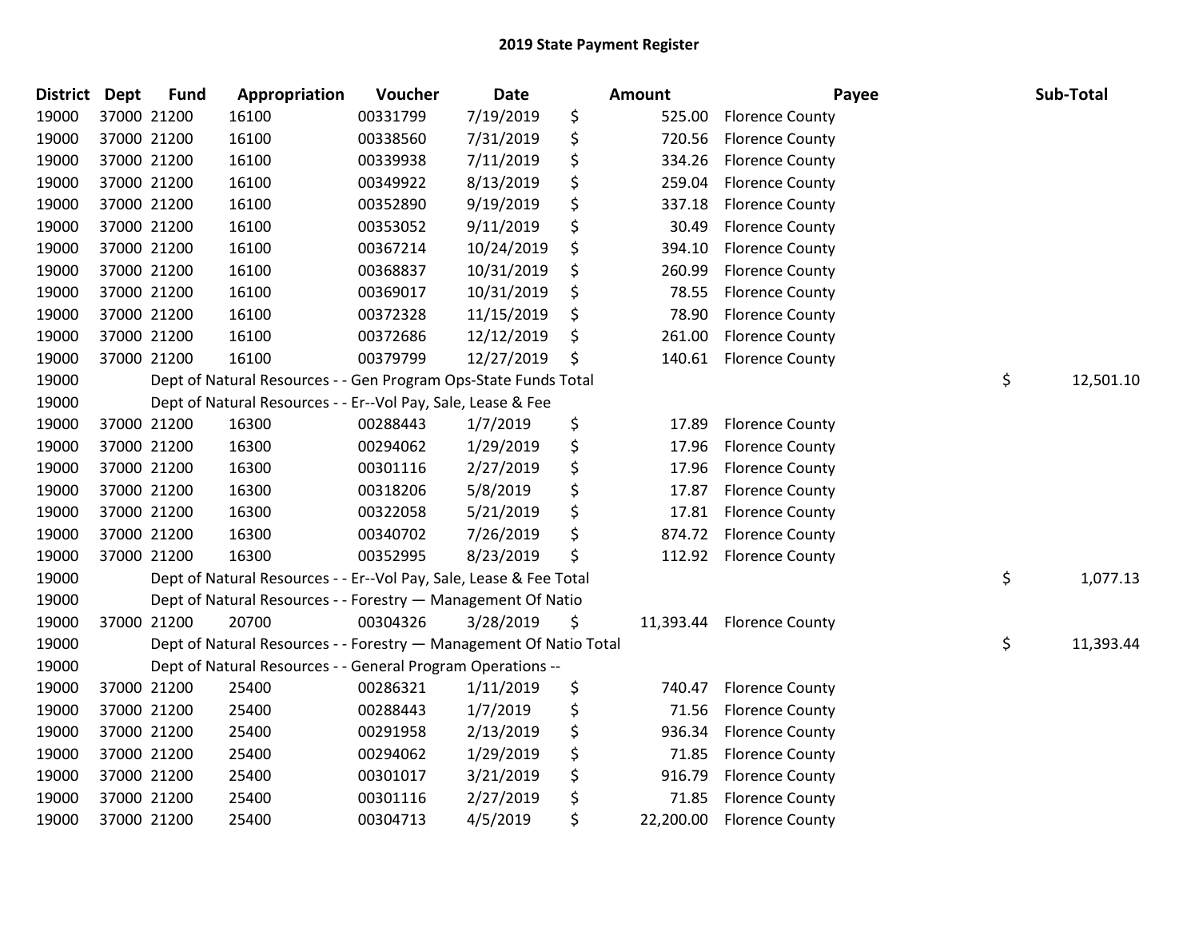# 2019 State Payment Register

| District | Dept | Fund | Appropriation | Voucher | Date | Amount | Payee | Sub-Total |
|---|---|---|---|---|---|---|---|---|
| 19000 | 37000 | 21200 | 16100 | 00331799 | 7/19/2019 | $ 525.00 | Florence County | |
| 19000 | 37000 | 21200 | 16100 | 00338560 | 7/31/2019 | $ 720.56 | Florence County | |
| 19000 | 37000 | 21200 | 16100 | 00339938 | 7/11/2019 | $ 334.26 | Florence County | |
| 19000 | 37000 | 21200 | 16100 | 00349922 | 8/13/2019 | $ 259.04 | Florence County | |
| 19000 | 37000 | 21200 | 16100 | 00352890 | 9/19/2019 | $ 337.18 | Florence County | |
| 19000 | 37000 | 21200 | 16100 | 00353052 | 9/11/2019 | $ 30.49 | Florence County | |
| 19000 | 37000 | 21200 | 16100 | 00367214 | 10/24/2019 | $ 394.10 | Florence County | |
| 19000 | 37000 | 21200 | 16100 | 00368837 | 10/31/2019 | $ 260.99 | Florence County | |
| 19000 | 37000 | 21200 | 16100 | 00369017 | 10/31/2019 | $ 78.55 | Florence County | |
| 19000 | 37000 | 21200 | 16100 | 00372328 | 11/15/2019 | $ 78.90 | Florence County | |
| 19000 | 37000 | 21200 | 16100 | 00372686 | 12/12/2019 | $ 261.00 | Florence County | |
| 19000 | 37000 | 21200 | 16100 | 00379799 | 12/27/2019 | $ 140.61 | Florence County | |
| 19000 | | | Dept of Natural Resources - - Gen Program Ops-State Funds Total | | | | | $ 12,501.10 |
| 19000 | | | Dept of Natural Resources - - Er--Vol Pay, Sale, Lease & Fee | | | | | |
| 19000 | 37000 | 21200 | 16300 | 00288443 | 1/7/2019 | $ 17.89 | Florence County | |
| 19000 | 37000 | 21200 | 16300 | 00294062 | 1/29/2019 | $ 17.96 | Florence County | |
| 19000 | 37000 | 21200 | 16300 | 00301116 | 2/27/2019 | $ 17.96 | Florence County | |
| 19000 | 37000 | 21200 | 16300 | 00318206 | 5/8/2019 | $ 17.87 | Florence County | |
| 19000 | 37000 | 21200 | 16300 | 00322058 | 5/21/2019 | $ 17.81 | Florence County | |
| 19000 | 37000 | 21200 | 16300 | 00340702 | 7/26/2019 | $ 874.72 | Florence County | |
| 19000 | 37000 | 21200 | 16300 | 00352995 | 8/23/2019 | $ 112.92 | Florence County | |
| 19000 | | | Dept of Natural Resources - - Er--Vol Pay, Sale, Lease & Fee Total | | | | | $ 1,077.13 |
| 19000 | | | Dept of Natural Resources - - Forestry — Management Of Natio | | | | | |
| 19000 | 37000 | 21200 | 20700 | 00304326 | 3/28/2019 | $ 11,393.44 | Florence County | |
| 19000 | | | Dept of Natural Resources - - Forestry — Management Of Natio Total | | | | | $ 11,393.44 |
| 19000 | | | Dept of Natural Resources - - General Program Operations -- | | | | | |
| 19000 | 37000 | 21200 | 25400 | 00286321 | 1/11/2019 | $ 740.47 | Florence County | |
| 19000 | 37000 | 21200 | 25400 | 00288443 | 1/7/2019 | $ 71.56 | Florence County | |
| 19000 | 37000 | 21200 | 25400 | 00291958 | 2/13/2019 | $ 936.34 | Florence County | |
| 19000 | 37000 | 21200 | 25400 | 00294062 | 1/29/2019 | $ 71.85 | Florence County | |
| 19000 | 37000 | 21200 | 25400 | 00301017 | 3/21/2019 | $ 916.79 | Florence County | |
| 19000 | 37000 | 21200 | 25400 | 00301116 | 2/27/2019 | $ 71.85 | Florence County | |
| 19000 | 37000 | 21200 | 25400 | 00304713 | 4/5/2019 | $ 22,200.00 | Florence County | |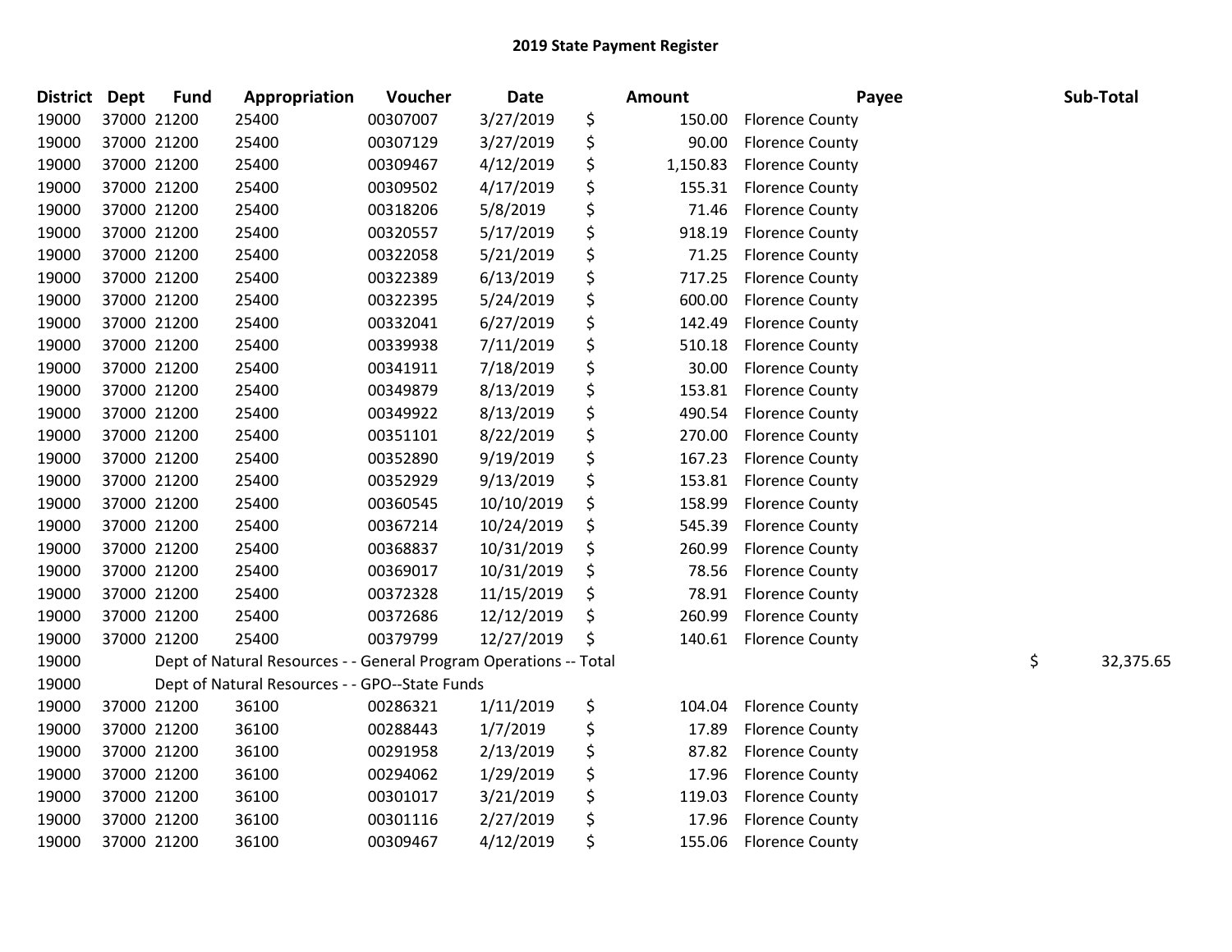## 2019 State Payment Register

| District | Dept | Fund | Appropriation | Voucher | Date | Amount | Payee | Sub-Total |
|---|---|---|---|---|---|---|---|---|
| 19000 | 37000 | 21200 | 25400 | 00307007 | 3/27/2019 | $ 150.00 | Florence County | |
| 19000 | 37000 | 21200 | 25400 | 00307129 | 3/27/2019 | $ 90.00 | Florence County | |
| 19000 | 37000 | 21200 | 25400 | 00309467 | 4/12/2019 | $ 1,150.83 | Florence County | |
| 19000 | 37000 | 21200 | 25400 | 00309502 | 4/17/2019 | $ 155.31 | Florence County | |
| 19000 | 37000 | 21200 | 25400 | 00318206 | 5/8/2019 | $ 71.46 | Florence County | |
| 19000 | 37000 | 21200 | 25400 | 00320557 | 5/17/2019 | $ 918.19 | Florence County | |
| 19000 | 37000 | 21200 | 25400 | 00322058 | 5/21/2019 | $ 71.25 | Florence County | |
| 19000 | 37000 | 21200 | 25400 | 00322389 | 6/13/2019 | $ 717.25 | Florence County | |
| 19000 | 37000 | 21200 | 25400 | 00322395 | 5/24/2019 | $ 600.00 | Florence County | |
| 19000 | 37000 | 21200 | 25400 | 00332041 | 6/27/2019 | $ 142.49 | Florence County | |
| 19000 | 37000 | 21200 | 25400 | 00339938 | 7/11/2019 | $ 510.18 | Florence County | |
| 19000 | 37000 | 21200 | 25400 | 00341911 | 7/18/2019 | $ 30.00 | Florence County | |
| 19000 | 37000 | 21200 | 25400 | 00349879 | 8/13/2019 | $ 153.81 | Florence County | |
| 19000 | 37000 | 21200 | 25400 | 00349922 | 8/13/2019 | $ 490.54 | Florence County | |
| 19000 | 37000 | 21200 | 25400 | 00351101 | 8/22/2019 | $ 270.00 | Florence County | |
| 19000 | 37000 | 21200 | 25400 | 00352890 | 9/19/2019 | $ 167.23 | Florence County | |
| 19000 | 37000 | 21200 | 25400 | 00352929 | 9/13/2019 | $ 153.81 | Florence County | |
| 19000 | 37000 | 21200 | 25400 | 00360545 | 10/10/2019 | $ 158.99 | Florence County | |
| 19000 | 37000 | 21200 | 25400 | 00367214 | 10/24/2019 | $ 545.39 | Florence County | |
| 19000 | 37000 | 21200 | 25400 | 00368837 | 10/31/2019 | $ 260.99 | Florence County | |
| 19000 | 37000 | 21200 | 25400 | 00369017 | 10/31/2019 | $ 78.56 | Florence County | |
| 19000 | 37000 | 21200 | 25400 | 00372328 | 11/15/2019 | $ 78.91 | Florence County | |
| 19000 | 37000 | 21200 | 25400 | 00372686 | 12/12/2019 | $ 260.99 | Florence County | |
| 19000 | 37000 | 21200 | 25400 | 00379799 | 12/27/2019 | $ 140.61 | Florence County | |
| 19000 | | Dept of Natural Resources - - General Program Operations -- Total | | | | | | $ 32,375.65 |
| 19000 | | Dept of Natural Resources - - GPO--State Funds | | | | | | |
| 19000 | 37000 | 21200 | 36100 | 00286321 | 1/11/2019 | $ 104.04 | Florence County | |
| 19000 | 37000 | 21200 | 36100 | 00288443 | 1/7/2019 | $ 17.89 | Florence County | |
| 19000 | 37000 | 21200 | 36100 | 00291958 | 2/13/2019 | $ 87.82 | Florence County | |
| 19000 | 37000 | 21200 | 36100 | 00294062 | 1/29/2019 | $ 17.96 | Florence County | |
| 19000 | 37000 | 21200 | 36100 | 00301017 | 3/21/2019 | $ 119.03 | Florence County | |
| 19000 | 37000 | 21200 | 36100 | 00301116 | 2/27/2019 | $ 17.96 | Florence County | |
| 19000 | 37000 | 21200 | 36100 | 00309467 | 4/12/2019 | $ 155.06 | Florence County | |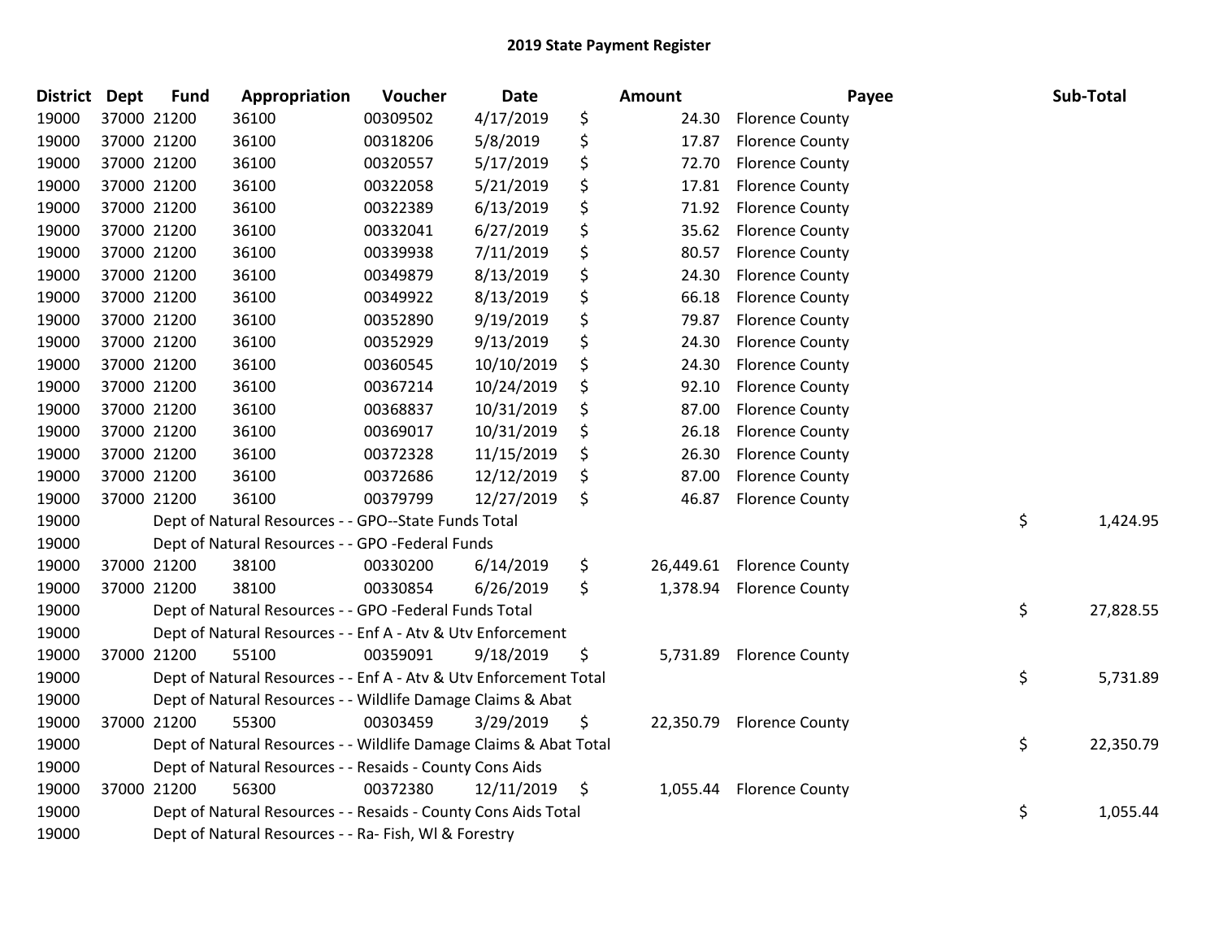# 2019 State Payment Register

| District | Dept | Fund | Appropriation | Voucher | Date | | Amount | Payee | | Sub-Total |
|---|---|---|---|---|---|---|---|---|---|---|
| 19000 | 37000 | 21200 | 36100 | 00309502 | 4/17/2019 | $ | 24.30 | Florence County | | |
| 19000 | 37000 | 21200 | 36100 | 00318206 | 5/8/2019 | $ | 17.87 | Florence County | | |
| 19000 | 37000 | 21200 | 36100 | 00320557 | 5/17/2019 | $ | 72.70 | Florence County | | |
| 19000 | 37000 | 21200 | 36100 | 00322058 | 5/21/2019 | $ | 17.81 | Florence County | | |
| 19000 | 37000 | 21200 | 36100 | 00322389 | 6/13/2019 | $ | 71.92 | Florence County | | |
| 19000 | 37000 | 21200 | 36100 | 00332041 | 6/27/2019 | $ | 35.62 | Florence County | | |
| 19000 | 37000 | 21200 | 36100 | 00339938 | 7/11/2019 | $ | 80.57 | Florence County | | |
| 19000 | 37000 | 21200 | 36100 | 00349879 | 8/13/2019 | $ | 24.30 | Florence County | | |
| 19000 | 37000 | 21200 | 36100 | 00349922 | 8/13/2019 | $ | 66.18 | Florence County | | |
| 19000 | 37000 | 21200 | 36100 | 00352890 | 9/19/2019 | $ | 79.87 | Florence County | | |
| 19000 | 37000 | 21200 | 36100 | 00352929 | 9/13/2019 | $ | 24.30 | Florence County | | |
| 19000 | 37000 | 21200 | 36100 | 00360545 | 10/10/2019 | $ | 24.30 | Florence County | | |
| 19000 | 37000 | 21200 | 36100 | 00367214 | 10/24/2019 | $ | 92.10 | Florence County | | |
| 19000 | 37000 | 21200 | 36100 | 00368837 | 10/31/2019 | $ | 87.00 | Florence County | | |
| 19000 | 37000 | 21200 | 36100 | 00369017 | 10/31/2019 | $ | 26.18 | Florence County | | |
| 19000 | 37000 | 21200 | 36100 | 00372328 | 11/15/2019 | $ | 26.30 | Florence County | | |
| 19000 | 37000 | 21200 | 36100 | 00372686 | 12/12/2019 | $ | 87.00 | Florence County | | |
| 19000 | 37000 | 21200 | 36100 | 00379799 | 12/27/2019 | $ | 46.87 | Florence County | | |
| 19000 | | Dept of Natural Resources - - GPO--State Funds Total | | | | | | | $ | 1,424.95 |
| 19000 | | Dept of Natural Resources - - GPO -Federal Funds | | | | | | | | |
| 19000 | 37000 | 21200 | 38100 | 00330200 | 6/14/2019 | $ | 26,449.61 | Florence County | | |
| 19000 | 37000 | 21200 | 38100 | 00330854 | 6/26/2019 | $ | 1,378.94 | Florence County | | |
| 19000 | | Dept of Natural Resources - - GPO -Federal Funds Total | | | | | | | $ | 27,828.55 |
| 19000 | | Dept of Natural Resources - - Enf A - Atv & Utv Enforcement | | | | | | | | |
| 19000 | 37000 | 21200 | 55100 | 00359091 | 9/18/2019 | $ | 5,731.89 | Florence County | | |
| 19000 | | Dept of Natural Resources - - Enf A - Atv & Utv Enforcement Total | | | | | | | $ | 5,731.89 |
| 19000 | | Dept of Natural Resources - - Wildlife Damage Claims & Abat | | | | | | | | |
| 19000 | 37000 | 21200 | 55300 | 00303459 | 3/29/2019 | $ | 22,350.79 | Florence County | | |
| 19000 | | Dept of Natural Resources - - Wildlife Damage Claims & Abat Total | | | | | | | $ | 22,350.79 |
| 19000 | | Dept of Natural Resources - - Resaids - County Cons Aids | | | | | | | | |
| 19000 | 37000 | 21200 | 56300 | 00372380 | 12/11/2019 | $ | 1,055.44 | Florence County | | |
| 19000 | | Dept of Natural Resources - - Resaids - County Cons Aids Total | | | | | | | $ | 1,055.44 |
| 19000 | | Dept of Natural Resources - - Ra- Fish, Wl & Forestry | | | | | | | | |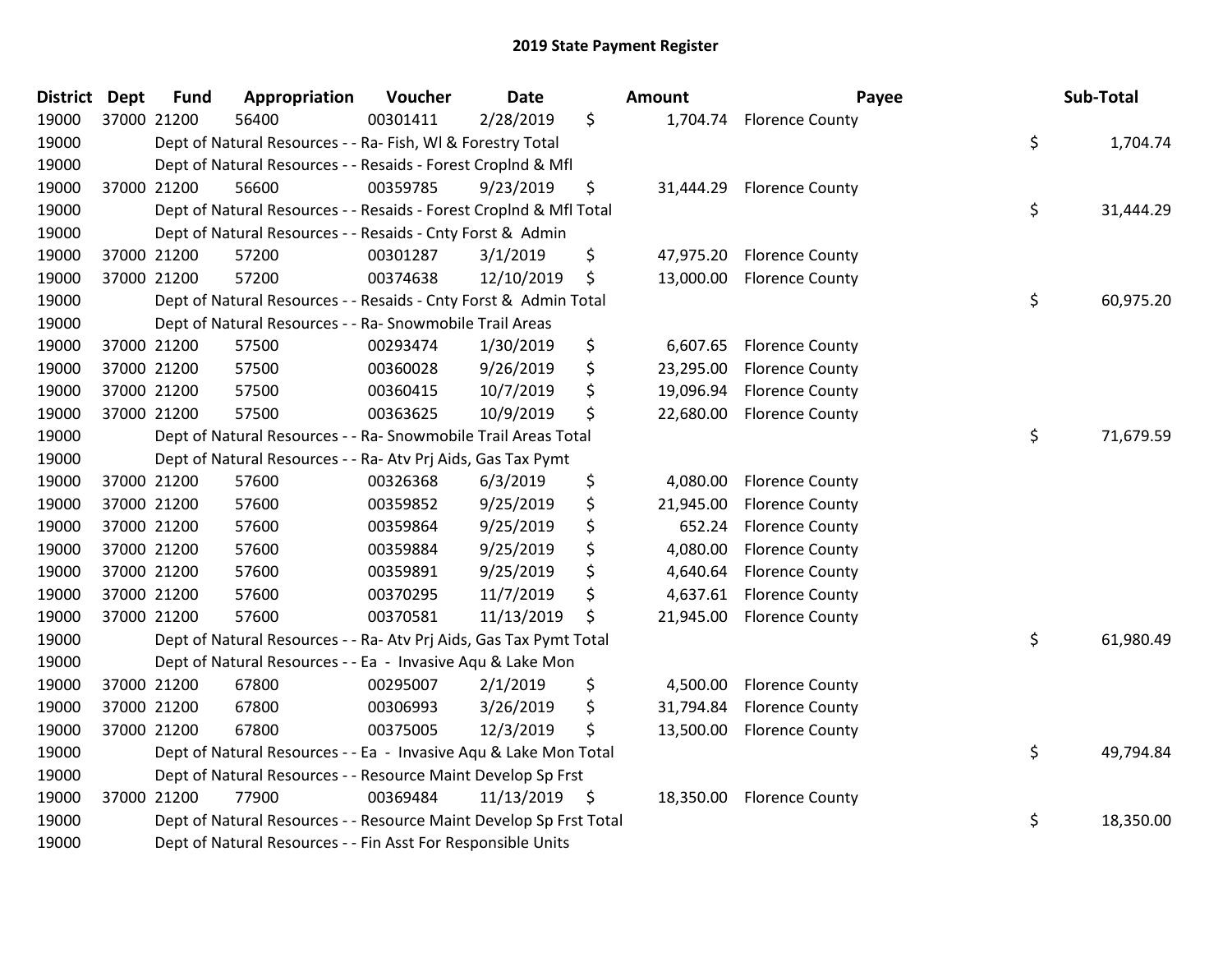## 2019 State Payment Register

| District | Dept | Fund | Appropriation | Voucher | Date | Amount | Payee | Sub-Total |
|---|---|---|---|---|---|---|---|---|
| 19000 | 37000 | 21200 | 56400 | 00301411 | 2/28/2019 | $ 1,704.74 | Florence County | |
| 19000 | | Dept of Natural Resources - - Ra- Fish, Wl & Forestry Total | | | | | | $ 1,704.74 |
| 19000 | | Dept of Natural Resources - - Resaids - Forest Croplnd & Mfl | | | | | | |
| 19000 | 37000 | 21200 | 56600 | 00359785 | 9/23/2019 | $ 31,444.29 | Florence County | |
| 19000 | | Dept of Natural Resources - - Resaids - Forest Croplnd & Mfl Total | | | | | | $ 31,444.29 |
| 19000 | | Dept of Natural Resources - - Resaids - Cnty Forst & Admin | | | | | | |
| 19000 | 37000 | 21200 | 57200 | 00301287 | 3/1/2019 | $ 47,975.20 | Florence County | |
| 19000 | 37000 | 21200 | 57200 | 00374638 | 12/10/2019 | $ 13,000.00 | Florence County | |
| 19000 | | Dept of Natural Resources - - Resaids - Cnty Forst & Admin Total | | | | | | $ 60,975.20 |
| 19000 | | Dept of Natural Resources - - Ra- Snowmobile Trail Areas | | | | | | |
| 19000 | 37000 | 21200 | 57500 | 00293474 | 1/30/2019 | $ 6,607.65 | Florence County | |
| 19000 | 37000 | 21200 | 57500 | 00360028 | 9/26/2019 | $ 23,295.00 | Florence County | |
| 19000 | 37000 | 21200 | 57500 | 00360415 | 10/7/2019 | $ 19,096.94 | Florence County | |
| 19000 | 37000 | 21200 | 57500 | 00363625 | 10/9/2019 | $ 22,680.00 | Florence County | |
| 19000 | | Dept of Natural Resources - - Ra- Snowmobile Trail Areas Total | | | | | | $ 71,679.59 |
| 19000 | | Dept of Natural Resources - - Ra- Atv Prj Aids, Gas Tax Pymt | | | | | | |
| 19000 | 37000 | 21200 | 57600 | 00326368 | 6/3/2019 | $ 4,080.00 | Florence County | |
| 19000 | 37000 | 21200 | 57600 | 00359852 | 9/25/2019 | $ 21,945.00 | Florence County | |
| 19000 | 37000 | 21200 | 57600 | 00359864 | 9/25/2019 | $ 652.24 | Florence County | |
| 19000 | 37000 | 21200 | 57600 | 00359884 | 9/25/2019 | $ 4,080.00 | Florence County | |
| 19000 | 37000 | 21200 | 57600 | 00359891 | 9/25/2019 | $ 4,640.64 | Florence County | |
| 19000 | 37000 | 21200 | 57600 | 00370295 | 11/7/2019 | $ 4,637.61 | Florence County | |
| 19000 | 37000 | 21200 | 57600 | 00370581 | 11/13/2019 | $ 21,945.00 | Florence County | |
| 19000 | | Dept of Natural Resources - - Ra- Atv Prj Aids, Gas Tax Pymt Total | | | | | | $ 61,980.49 |
| 19000 | | Dept of Natural Resources - - Ea - Invasive Aqu & Lake Mon | | | | | | |
| 19000 | 37000 | 21200 | 67800 | 00295007 | 2/1/2019 | $ 4,500.00 | Florence County | |
| 19000 | 37000 | 21200 | 67800 | 00306993 | 3/26/2019 | $ 31,794.84 | Florence County | |
| 19000 | 37000 | 21200 | 67800 | 00375005 | 12/3/2019 | $ 13,500.00 | Florence County | |
| 19000 | | Dept of Natural Resources - - Ea - Invasive Aqu & Lake Mon Total | | | | | | $ 49,794.84 |
| 19000 | | Dept of Natural Resources - - Resource Maint Develop Sp Frst | | | | | | |
| 19000 | 37000 | 21200 | 77900 | 00369484 | 11/13/2019 | $ 18,350.00 | Florence County | |
| 19000 | | Dept of Natural Resources - - Resource Maint Develop Sp Frst Total | | | | | | $ 18,350.00 |
| 19000 | | Dept of Natural Resources - - Fin Asst For Responsible Units | | | | | | |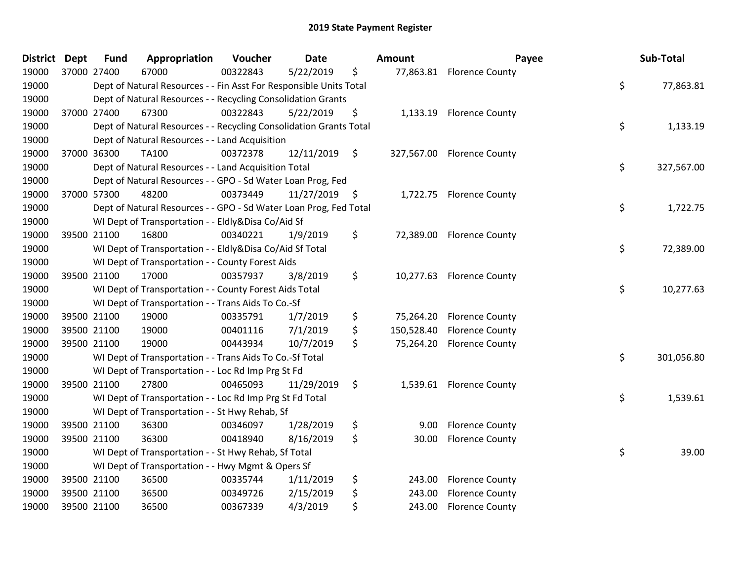## 2019 State Payment Register

| District | Dept | Fund | Appropriation | Voucher | Date | Amount | Payee | Sub-Total |
|---|---|---|---|---|---|---|---|---|
| 19000 | 37000 | 27400 | 67000 | 00322843 | 5/22/2019 | $ 77,863.81 | Florence County | |
| 19000 | | Dept of Natural Resources - - Fin Asst For Responsible Units Total | | | | | | $ 77,863.81 |
| 19000 | | Dept of Natural Resources - - Recycling Consolidation Grants | | | | | | |
| 19000 | 37000 | 27400 | 67300 | 00322843 | 5/22/2019 | $ 1,133.19 | Florence County | |
| 19000 | | Dept of Natural Resources - - Recycling Consolidation Grants Total | | | | | | $ 1,133.19 |
| 19000 | | Dept of Natural Resources - - Land Acquisition | | | | | | |
| 19000 | 37000 | 36300 | TA100 | 00372378 | 12/11/2019 | $ 327,567.00 | Florence County | |
| 19000 | | Dept of Natural Resources - - Land Acquisition Total | | | | | | $ 327,567.00 |
| 19000 | | Dept of Natural Resources - - GPO - Sd Water Loan Prog, Fed | | | | | | |
| 19000 | 37000 | 57300 | 48200 | 00373449 | 11/27/2019 | $ 1,722.75 | Florence County | |
| 19000 | | Dept of Natural Resources - - GPO - Sd Water Loan Prog, Fed Total | | | | | | $ 1,722.75 |
| 19000 | | WI Dept of Transportation - - Eldly&Disa Co/Aid Sf | | | | | | |
| 19000 | 39500 | 21100 | 16800 | 00340221 | 1/9/2019 | $ 72,389.00 | Florence County | |
| 19000 | | WI Dept of Transportation - - Eldly&Disa Co/Aid Sf Total | | | | | | $ 72,389.00 |
| 19000 | | WI Dept of Transportation - - County Forest Aids | | | | | | |
| 19000 | 39500 | 21100 | 17000 | 00357937 | 3/8/2019 | $ 10,277.63 | Florence County | |
| 19000 | | WI Dept of Transportation - - County Forest Aids Total | | | | | | $ 10,277.63 |
| 19000 | | WI Dept of Transportation - - Trans Aids To Co.-Sf | | | | | | |
| 19000 | 39500 | 21100 | 19000 | 00335791 | 1/7/2019 | $ 75,264.20 | Florence County | |
| 19000 | 39500 | 21100 | 19000 | 00401116 | 7/1/2019 | $ 150,528.40 | Florence County | |
| 19000 | 39500 | 21100 | 19000 | 00443934 | 10/7/2019 | $ 75,264.20 | Florence County | |
| 19000 | | WI Dept of Transportation - - Trans Aids To Co.-Sf Total | | | | | | $ 301,056.80 |
| 19000 | | WI Dept of Transportation - - Loc Rd Imp Prg St Fd | | | | | | |
| 19000 | 39500 | 21100 | 27800 | 00465093 | 11/29/2019 | $ 1,539.61 | Florence County | |
| 19000 | | WI Dept of Transportation - - Loc Rd Imp Prg St Fd Total | | | | | | $ 1,539.61 |
| 19000 | | WI Dept of Transportation - - St Hwy Rehab, Sf | | | | | | |
| 19000 | 39500 | 21100 | 36300 | 00346097 | 1/28/2019 | $ 9.00 | Florence County | |
| 19000 | 39500 | 21100 | 36300 | 00418940 | 8/16/2019 | $ 30.00 | Florence County | |
| 19000 | | WI Dept of Transportation - - St Hwy Rehab, Sf Total | | | | | | $ 39.00 |
| 19000 | | WI Dept of Transportation - - Hwy Mgmt & Opers Sf | | | | | | |
| 19000 | 39500 | 21100 | 36500 | 00335744 | 1/11/2019 | $ 243.00 | Florence County | |
| 19000 | 39500 | 21100 | 36500 | 00349726 | 2/15/2019 | $ 243.00 | Florence County | |
| 19000 | 39500 | 21100 | 36500 | 00367339 | 4/3/2019 | $ 243.00 | Florence County | |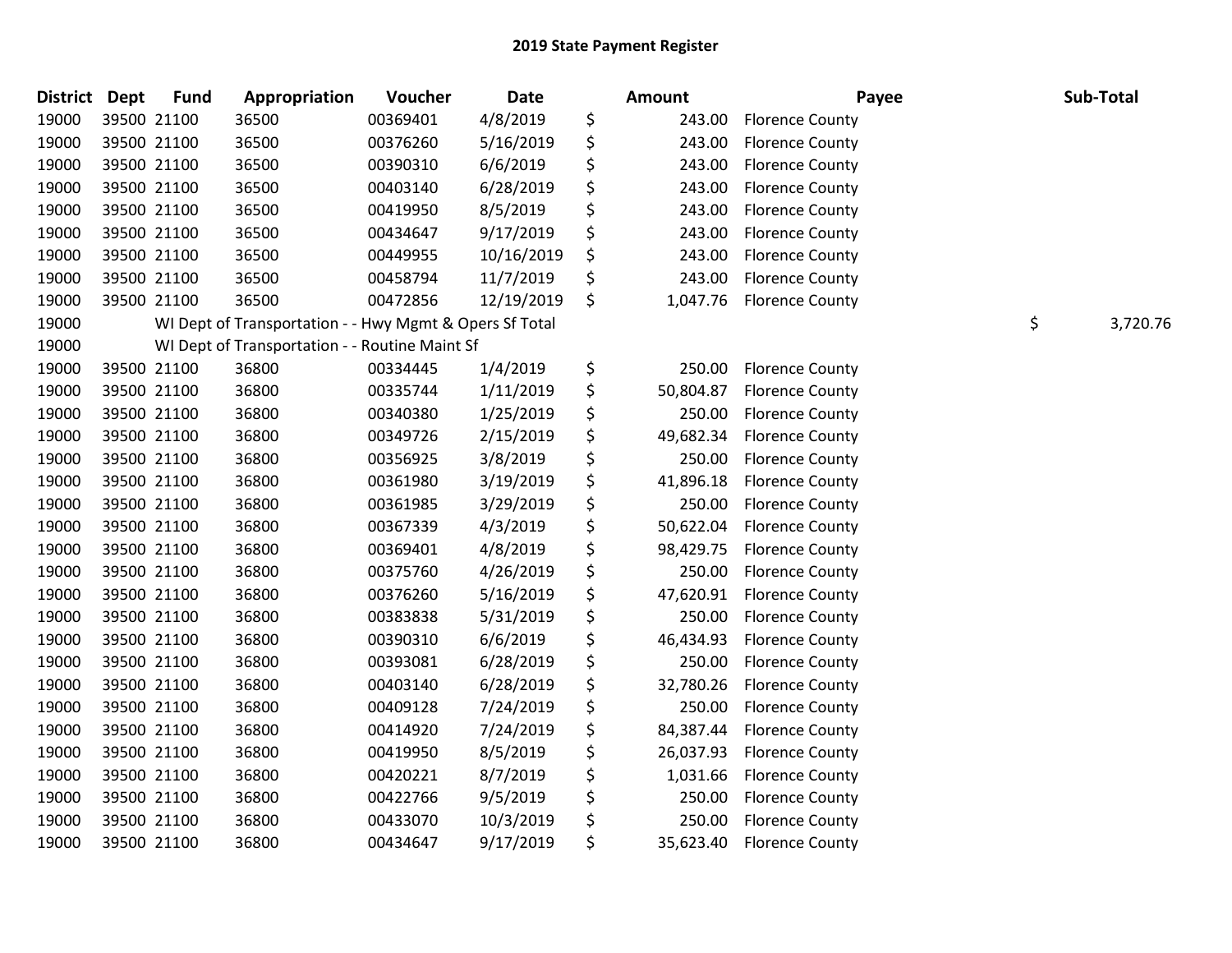# 2019 State Payment Register

| District | Dept | Fund | Appropriation | Voucher | Date | Amount | Payee | Sub-Total |
|---|---|---|---|---|---|---|---|---|
| 19000 | 39500 | 21100 | 36500 | 00369401 | 4/8/2019 | $ 243.00 | Florence County | |
| 19000 | 39500 | 21100 | 36500 | 00376260 | 5/16/2019 | $ 243.00 | Florence County | |
| 19000 | 39500 | 21100 | 36500 | 00390310 | 6/6/2019 | $ 243.00 | Florence County | |
| 19000 | 39500 | 21100 | 36500 | 00403140 | 6/28/2019 | $ 243.00 | Florence County | |
| 19000 | 39500 | 21100 | 36500 | 00419950 | 8/5/2019 | $ 243.00 | Florence County | |
| 19000 | 39500 | 21100 | 36500 | 00434647 | 9/17/2019 | $ 243.00 | Florence County | |
| 19000 | 39500 | 21100 | 36500 | 00449955 | 10/16/2019 | $ 243.00 | Florence County | |
| 19000 | 39500 | 21100 | 36500 | 00458794 | 11/7/2019 | $ 243.00 | Florence County | |
| 19000 | 39500 | 21100 | 36500 | 00472856 | 12/19/2019 | $ 1,047.76 | Florence County | |
| 19000 | | WI Dept of Transportation - - Hwy Mgmt & Opers Sf Total | | | | | | $ 3,720.76 |
| 19000 | | WI Dept of Transportation - - Routine Maint Sf | | | | | | |
| 19000 | 39500 | 21100 | 36800 | 00334445 | 1/4/2019 | $ 250.00 | Florence County | |
| 19000 | 39500 | 21100 | 36800 | 00335744 | 1/11/2019 | $ 50,804.87 | Florence County | |
| 19000 | 39500 | 21100 | 36800 | 00340380 | 1/25/2019 | $ 250.00 | Florence County | |
| 19000 | 39500 | 21100 | 36800 | 00349726 | 2/15/2019 | $ 49,682.34 | Florence County | |
| 19000 | 39500 | 21100 | 36800 | 00356925 | 3/8/2019 | $ 250.00 | Florence County | |
| 19000 | 39500 | 21100 | 36800 | 00361980 | 3/19/2019 | $ 41,896.18 | Florence County | |
| 19000 | 39500 | 21100 | 36800 | 00361985 | 3/29/2019 | $ 250.00 | Florence County | |
| 19000 | 39500 | 21100 | 36800 | 00367339 | 4/3/2019 | $ 50,622.04 | Florence County | |
| 19000 | 39500 | 21100 | 36800 | 00369401 | 4/8/2019 | $ 98,429.75 | Florence County | |
| 19000 | 39500 | 21100 | 36800 | 00375760 | 4/26/2019 | $ 250.00 | Florence County | |
| 19000 | 39500 | 21100 | 36800 | 00376260 | 5/16/2019 | $ 47,620.91 | Florence County | |
| 19000 | 39500 | 21100 | 36800 | 00383838 | 5/31/2019 | $ 250.00 | Florence County | |
| 19000 | 39500 | 21100 | 36800 | 00390310 | 6/6/2019 | $ 46,434.93 | Florence County | |
| 19000 | 39500 | 21100 | 36800 | 00393081 | 6/28/2019 | $ 250.00 | Florence County | |
| 19000 | 39500 | 21100 | 36800 | 00403140 | 6/28/2019 | $ 32,780.26 | Florence County | |
| 19000 | 39500 | 21100 | 36800 | 00409128 | 7/24/2019 | $ 250.00 | Florence County | |
| 19000 | 39500 | 21100 | 36800 | 00414920 | 7/24/2019 | $ 84,387.44 | Florence County | |
| 19000 | 39500 | 21100 | 36800 | 00419950 | 8/5/2019 | $ 26,037.93 | Florence County | |
| 19000 | 39500 | 21100 | 36800 | 00420221 | 8/7/2019 | $ 1,031.66 | Florence County | |
| 19000 | 39500 | 21100 | 36800 | 00422766 | 9/5/2019 | $ 250.00 | Florence County | |
| 19000 | 39500 | 21100 | 36800 | 00433070 | 10/3/2019 | $ 250.00 | Florence County | |
| 19000 | 39500 | 21100 | 36800 | 00434647 | 9/17/2019 | $ 35,623.40 | Florence County | |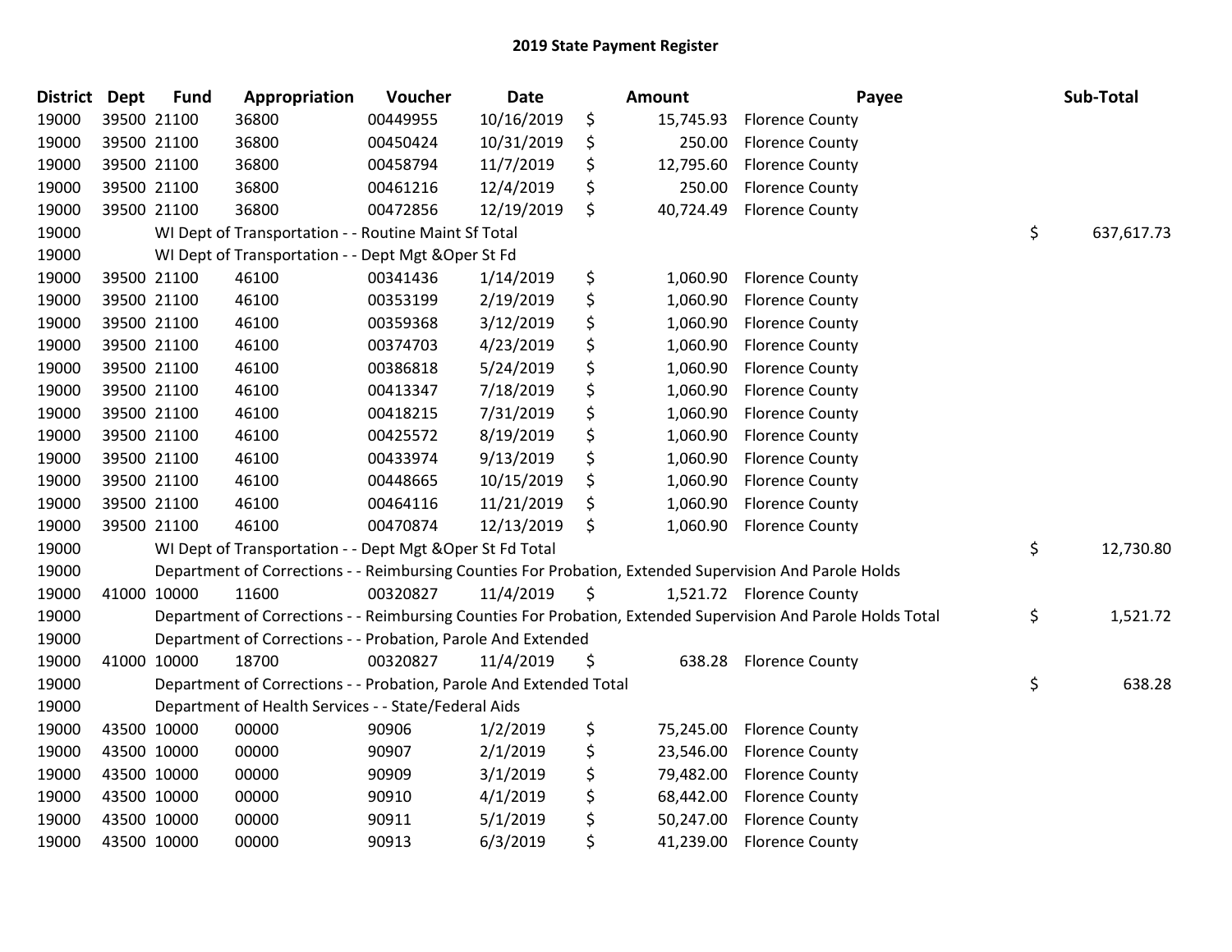## 2019 State Payment Register

| District | Dept | Fund | Appropriation | Voucher | Date | Amount | Payee | Sub-Total |
|---|---|---|---|---|---|---|---|---|
| 19000 | 39500 | 21100 | 36800 | 00449955 | 10/16/2019 | $ 15,745.93 | Florence County | |
| 19000 | 39500 | 21100 | 36800 | 00450424 | 10/31/2019 | $ 250.00 | Florence County | |
| 19000 | 39500 | 21100 | 36800 | 00458794 | 11/7/2019 | $ 12,795.60 | Florence County | |
| 19000 | 39500 | 21100 | 36800 | 00461216 | 12/4/2019 | $ 250.00 | Florence County | |
| 19000 | 39500 | 21100 | 36800 | 00472856 | 12/19/2019 | $ 40,724.49 | Florence County | |
| 19000 | | | WI Dept of Transportation - - Routine Maint Sf Total | | | | | $ 637,617.73 |
| 19000 | | | WI Dept of Transportation - - Dept Mgt &Oper St Fd | | | | | |
| 19000 | 39500 | 21100 | 46100 | 00341436 | 1/14/2019 | $ 1,060.90 | Florence County | |
| 19000 | 39500 | 21100 | 46100 | 00353199 | 2/19/2019 | $ 1,060.90 | Florence County | |
| 19000 | 39500 | 21100 | 46100 | 00359368 | 3/12/2019 | $ 1,060.90 | Florence County | |
| 19000 | 39500 | 21100 | 46100 | 00374703 | 4/23/2019 | $ 1,060.90 | Florence County | |
| 19000 | 39500 | 21100 | 46100 | 00386818 | 5/24/2019 | $ 1,060.90 | Florence County | |
| 19000 | 39500 | 21100 | 46100 | 00413347 | 7/18/2019 | $ 1,060.90 | Florence County | |
| 19000 | 39500 | 21100 | 46100 | 00418215 | 7/31/2019 | $ 1,060.90 | Florence County | |
| 19000 | 39500 | 21100 | 46100 | 00425572 | 8/19/2019 | $ 1,060.90 | Florence County | |
| 19000 | 39500 | 21100 | 46100 | 00433974 | 9/13/2019 | $ 1,060.90 | Florence County | |
| 19000 | 39500 | 21100 | 46100 | 00448665 | 10/15/2019 | $ 1,060.90 | Florence County | |
| 19000 | 39500 | 21100 | 46100 | 00464116 | 11/21/2019 | $ 1,060.90 | Florence County | |
| 19000 | 39500 | 21100 | 46100 | 00470874 | 12/13/2019 | $ 1,060.90 | Florence County | |
| 19000 | | | WI Dept of Transportation - - Dept Mgt &Oper St Fd Total | | | | | $ 12,730.80 |
| 19000 | | | Department of Corrections - - Reimbursing Counties For Probation, Extended Supervision And Parole Holds | | | | | |
| 19000 | 41000 | 10000 | 11600 | 00320827 | 11/4/2019 | $ 1,521.72 | Florence County | |
| 19000 | | | Department of Corrections - - Reimbursing Counties For Probation, Extended Supervision And Parole Holds Total | | | | | $ 1,521.72 |
| 19000 | | | Department of Corrections - - Probation, Parole And Extended | | | | | |
| 19000 | 41000 | 10000 | 18700 | 00320827 | 11/4/2019 | $ 638.28 | Florence County | |
| 19000 | | | Department of Corrections - - Probation, Parole And Extended Total | | | | | $ 638.28 |
| 19000 | | | Department of Health Services - - State/Federal Aids | | | | | |
| 19000 | 43500 | 10000 | 00000 | 90906 | 1/2/2019 | $ 75,245.00 | Florence County | |
| 19000 | 43500 | 10000 | 00000 | 90907 | 2/1/2019 | $ 23,546.00 | Florence County | |
| 19000 | 43500 | 10000 | 00000 | 90909 | 3/1/2019 | $ 79,482.00 | Florence County | |
| 19000 | 43500 | 10000 | 00000 | 90910 | 4/1/2019 | $ 68,442.00 | Florence County | |
| 19000 | 43500 | 10000 | 00000 | 90911 | 5/1/2019 | $ 50,247.00 | Florence County | |
| 19000 | 43500 | 10000 | 00000 | 90913 | 6/3/2019 | $ 41,239.00 | Florence County | |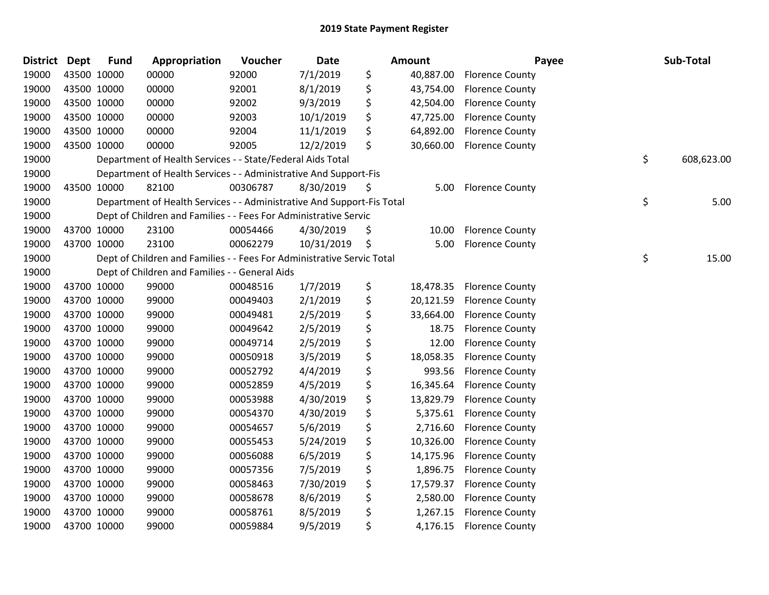# 2019 State Payment Register

| District | Dept | Fund | Appropriation | Voucher | Date | | Amount | Payee | | Sub-Total |
|---|---|---|---|---|---|---|---|---|---|---|
| 19000 | 43500 | 10000 | 00000 | 92000 | 7/1/2019 | $ | 40,887.00 | Florence County | | |
| 19000 | 43500 | 10000 | 00000 | 92001 | 8/1/2019 | $ | 43,754.00 | Florence County | | |
| 19000 | 43500 | 10000 | 00000 | 92002 | 9/3/2019 | $ | 42,504.00 | Florence County | | |
| 19000 | 43500 | 10000 | 00000 | 92003 | 10/1/2019 | $ | 47,725.00 | Florence County | | |
| 19000 | 43500 | 10000 | 00000 | 92004 | 11/1/2019 | $ | 64,892.00 | Florence County | | |
| 19000 | 43500 | 10000 | 00000 | 92005 | 12/2/2019 | $ | 30,660.00 | Florence County | | |
| 19000 | | Department of Health Services - - State/Federal Aids Total | | | | | | | $ | 608,623.00 |
| 19000 | | Department of Health Services - - Administrative And Support-Fis | | | | | | | | |
| 19000 | 43500 | 10000 | 82100 | 00306787 | 8/30/2019 | $ | 5.00 | Florence County | | |
| 19000 | | Department of Health Services - - Administrative And Support-Fis Total | | | | | | | $ | 5.00 |
| 19000 | | Dept of Children and Families - - Fees For Administrative Servic | | | | | | | | |
| 19000 | 43700 | 10000 | 23100 | 00054466 | 4/30/2019 | $ | 10.00 | Florence County | | |
| 19000 | 43700 | 10000 | 23100 | 00062279 | 10/31/2019 | $ | 5.00 | Florence County | | |
| 19000 | | Dept of Children and Families - - Fees For Administrative Servic Total | | | | | | | $ | 15.00 |
| 19000 | | Dept of Children and Families - - General Aids | | | | | | | | |
| 19000 | 43700 | 10000 | 99000 | 00048516 | 1/7/2019 | $ | 18,478.35 | Florence County | | |
| 19000 | 43700 | 10000 | 99000 | 00049403 | 2/1/2019 | $ | 20,121.59 | Florence County | | |
| 19000 | 43700 | 10000 | 99000 | 00049481 | 2/5/2019 | $ | 33,664.00 | Florence County | | |
| 19000 | 43700 | 10000 | 99000 | 00049642 | 2/5/2019 | $ | 18.75 | Florence County | | |
| 19000 | 43700 | 10000 | 99000 | 00049714 | 2/5/2019 | $ | 12.00 | Florence County | | |
| 19000 | 43700 | 10000 | 99000 | 00050918 | 3/5/2019 | $ | 18,058.35 | Florence County | | |
| 19000 | 43700 | 10000 | 99000 | 00052792 | 4/4/2019 | $ | 993.56 | Florence County | | |
| 19000 | 43700 | 10000 | 99000 | 00052859 | 4/5/2019 | $ | 16,345.64 | Florence County | | |
| 19000 | 43700 | 10000 | 99000 | 00053988 | 4/30/2019 | $ | 13,829.79 | Florence County | | |
| 19000 | 43700 | 10000 | 99000 | 00054370 | 4/30/2019 | $ | 5,375.61 | Florence County | | |
| 19000 | 43700 | 10000 | 99000 | 00054657 | 5/6/2019 | $ | 2,716.60 | Florence County | | |
| 19000 | 43700 | 10000 | 99000 | 00055453 | 5/24/2019 | $ | 10,326.00 | Florence County | | |
| 19000 | 43700 | 10000 | 99000 | 00056088 | 6/5/2019 | $ | 14,175.96 | Florence County | | |
| 19000 | 43700 | 10000 | 99000 | 00057356 | 7/5/2019 | $ | 1,896.75 | Florence County | | |
| 19000 | 43700 | 10000 | 99000 | 00058463 | 7/30/2019 | $ | 17,579.37 | Florence County | | |
| 19000 | 43700 | 10000 | 99000 | 00058678 | 8/6/2019 | $ | 2,580.00 | Florence County | | |
| 19000 | 43700 | 10000 | 99000 | 00058761 | 8/5/2019 | $ | 1,267.15 | Florence County | | |
| 19000 | 43700 | 10000 | 99000 | 00059884 | 9/5/2019 | $ | 4,176.15 | Florence County | | |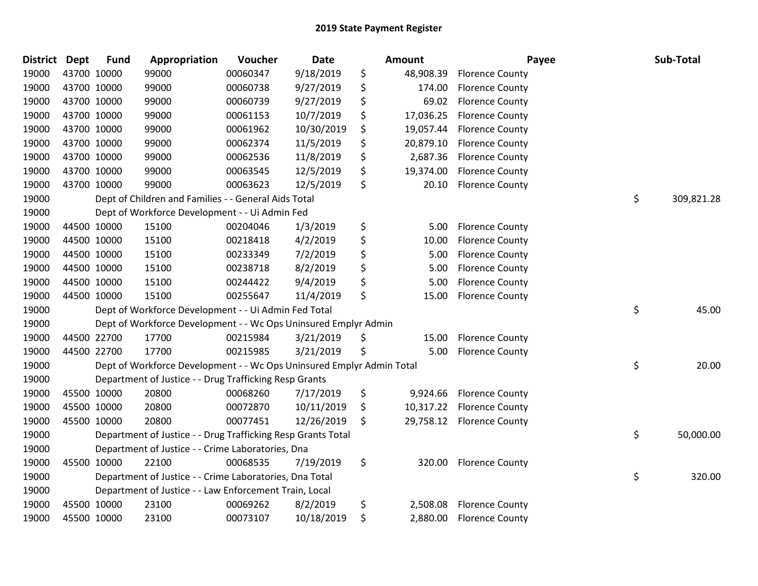## 2019 State Payment Register

| District | Dept | Fund | Appropriation | Voucher | Date | Amount | Payee | Sub-Total |
|---|---|---|---|---|---|---|---|---|
| 19000 | 43700 | 10000 | 99000 | 00060347 | 9/18/2019 | $ 48,908.39 | Florence County | |
| 19000 | 43700 | 10000 | 99000 | 00060738 | 9/27/2019 | $ 174.00 | Florence County | |
| 19000 | 43700 | 10000 | 99000 | 00060739 | 9/27/2019 | $ 69.02 | Florence County | |
| 19000 | 43700 | 10000 | 99000 | 00061153 | 10/7/2019 | $ 17,036.25 | Florence County | |
| 19000 | 43700 | 10000 | 99000 | 00061962 | 10/30/2019 | $ 19,057.44 | Florence County | |
| 19000 | 43700 | 10000 | 99000 | 00062374 | 11/5/2019 | $ 20,879.10 | Florence County | |
| 19000 | 43700 | 10000 | 99000 | 00062536 | 11/8/2019 | $ 2,687.36 | Florence County | |
| 19000 | 43700 | 10000 | 99000 | 00063545 | 12/5/2019 | $ 19,374.00 | Florence County | |
| 19000 | 43700 | 10000 | 99000 | 00063623 | 12/5/2019 | $ 20.10 | Florence County | |
| 19000 | | | Dept of Children and Families - - General Aids Total | | | | | $ 309,821.28 |
| 19000 | | | Dept of Workforce Development - - Ui Admin Fed | | | | | |
| 19000 | 44500 | 10000 | 15100 | 00204046 | 1/3/2019 | $ 5.00 | Florence County | |
| 19000 | 44500 | 10000 | 15100 | 00218418 | 4/2/2019 | $ 10.00 | Florence County | |
| 19000 | 44500 | 10000 | 15100 | 00233349 | 7/2/2019 | $ 5.00 | Florence County | |
| 19000 | 44500 | 10000 | 15100 | 00238718 | 8/2/2019 | $ 5.00 | Florence County | |
| 19000 | 44500 | 10000 | 15100 | 00244422 | 9/4/2019 | $ 5.00 | Florence County | |
| 19000 | 44500 | 10000 | 15100 | 00255647 | 11/4/2019 | $ 15.00 | Florence County | |
| 19000 | | | Dept of Workforce Development - - Ui Admin Fed Total | | | | | $ 45.00 |
| 19000 | | | Dept of Workforce Development - - Wc Ops Uninsured Emplyr Admin | | | | | |
| 19000 | 44500 | 22700 | 17700 | 00215984 | 3/21/2019 | $ 15.00 | Florence County | |
| 19000 | 44500 | 22700 | 17700 | 00215985 | 3/21/2019 | $ 5.00 | Florence County | |
| 19000 | | | Dept of Workforce Development - - Wc Ops Uninsured Emplyr Admin Total | | | | | $ 20.00 |
| 19000 | | | Department of Justice - - Drug Trafficking Resp Grants | | | | | |
| 19000 | 45500 | 10000 | 20800 | 00068260 | 7/17/2019 | $ 9,924.66 | Florence County | |
| 19000 | 45500 | 10000 | 20800 | 00072870 | 10/11/2019 | $ 10,317.22 | Florence County | |
| 19000 | 45500 | 10000 | 20800 | 00077451 | 12/26/2019 | $ 29,758.12 | Florence County | |
| 19000 | | | Department of Justice - - Drug Trafficking Resp Grants Total | | | | | $ 50,000.00 |
| 19000 | | | Department of Justice - - Crime Laboratories, Dna | | | | | |
| 19000 | 45500 | 10000 | 22100 | 00068535 | 7/19/2019 | $ 320.00 | Florence County | |
| 19000 | | | Department of Justice - - Crime Laboratories, Dna Total | | | | | $ 320.00 |
| 19000 | | | Department of Justice - - Law Enforcement Train, Local | | | | | |
| 19000 | 45500 | 10000 | 23100 | 00069262 | 8/2/2019 | $ 2,508.08 | Florence County | |
| 19000 | 45500 | 10000 | 23100 | 00073107 | 10/18/2019 | $ 2,880.00 | Florence County | |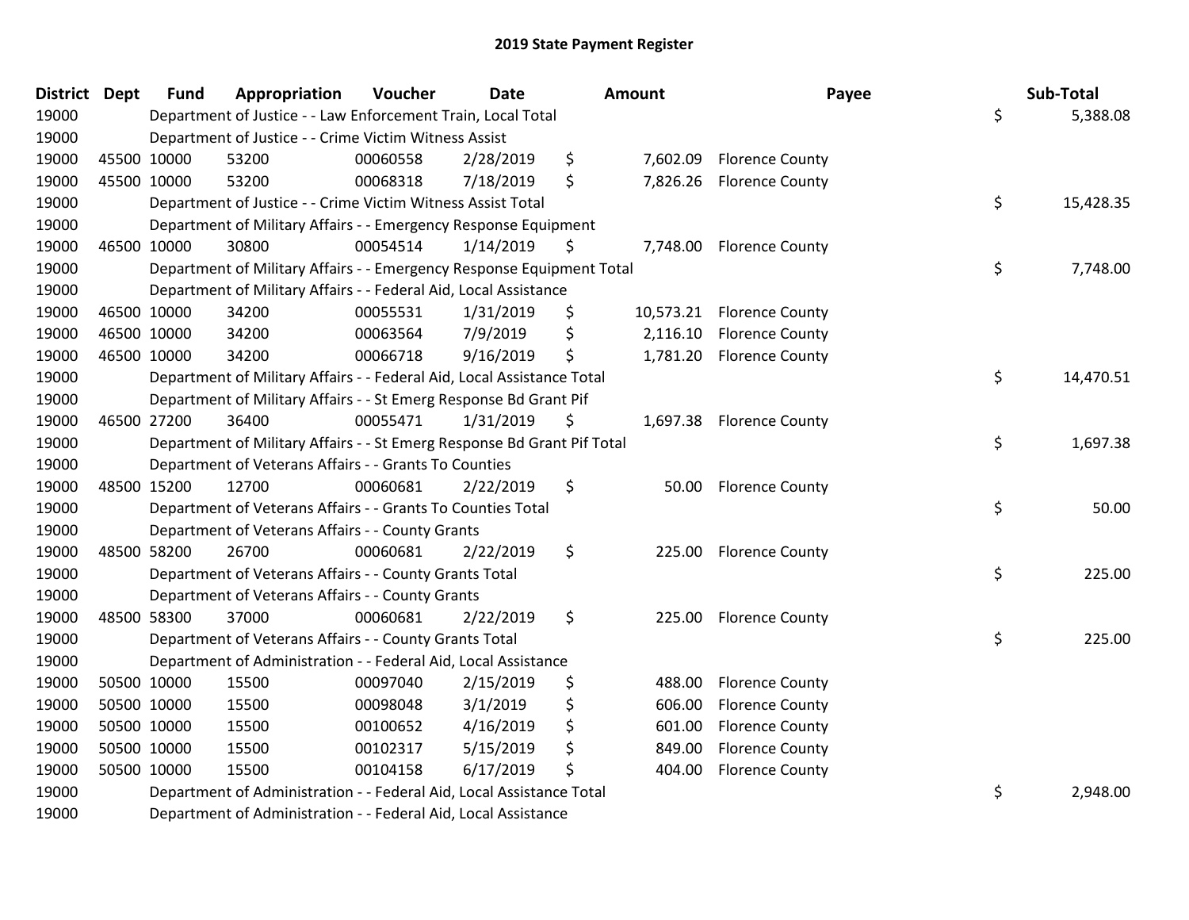# 2019 State Payment Register

| District | Dept | Fund | Appropriation | Voucher | Date | Amount | Payee | Sub-Total |
|---|---|---|---|---|---|---|---|---|
| 19000 | | | Department of Justice - - Law Enforcement Train, Local Total | | | | | $ 5,388.08 |
| 19000 | | | Department of Justice - - Crime Victim Witness Assist | | | | | |
| 19000 | 45500 | 10000 | 53200 | 00060558 | 2/28/2019 | $ 7,602.09 | Florence County | |
| 19000 | 45500 | 10000 | 53200 | 00068318 | 7/18/2019 | $ 7,826.26 | Florence County | |
| 19000 | | | Department of Justice - - Crime Victim Witness Assist Total | | | | | $ 15,428.35 |
| 19000 | | | Department of Military Affairs - - Emergency Response Equipment | | | | | |
| 19000 | 46500 | 10000 | 30800 | 00054514 | 1/14/2019 | $ 7,748.00 | Florence County | |
| 19000 | | | Department of Military Affairs - - Emergency Response Equipment Total | | | | | $ 7,748.00 |
| 19000 | | | Department of Military Affairs - - Federal Aid, Local Assistance | | | | | |
| 19000 | 46500 | 10000 | 34200 | 00055531 | 1/31/2019 | $ 10,573.21 | Florence County | |
| 19000 | 46500 | 10000 | 34200 | 00063564 | 7/9/2019 | $ 2,116.10 | Florence County | |
| 19000 | 46500 | 10000 | 34200 | 00066718 | 9/16/2019 | $ 1,781.20 | Florence County | |
| 19000 | | | Department of Military Affairs - - Federal Aid, Local Assistance Total | | | | | $ 14,470.51 |
| 19000 | | | Department of Military Affairs - - St Emerg Response Bd Grant Pif | | | | | |
| 19000 | 46500 | 27200 | 36400 | 00055471 | 1/31/2019 | $ 1,697.38 | Florence County | |
| 19000 | | | Department of Military Affairs - - St Emerg Response Bd Grant Pif Total | | | | | $ 1,697.38 |
| 19000 | | | Department of Veterans Affairs - - Grants To Counties | | | | | |
| 19000 | 48500 | 15200 | 12700 | 00060681 | 2/22/2019 | $ 50.00 | Florence County | |
| 19000 | | | Department of Veterans Affairs - - Grants To Counties Total | | | | | $ 50.00 |
| 19000 | | | Department of Veterans Affairs - - County Grants | | | | | |
| 19000 | 48500 | 58200 | 26700 | 00060681 | 2/22/2019 | $ 225.00 | Florence County | |
| 19000 | | | Department of Veterans Affairs - - County Grants Total | | | | | $ 225.00 |
| 19000 | | | Department of Veterans Affairs - - County Grants | | | | | |
| 19000 | 48500 | 58300 | 37000 | 00060681 | 2/22/2019 | $ 225.00 | Florence County | |
| 19000 | | | Department of Veterans Affairs - - County Grants Total | | | | | $ 225.00 |
| 19000 | | | Department of Administration - - Federal Aid, Local Assistance | | | | | |
| 19000 | 50500 | 10000 | 15500 | 00097040 | 2/15/2019 | $ 488.00 | Florence County | |
| 19000 | 50500 | 10000 | 15500 | 00098048 | 3/1/2019 | $ 606.00 | Florence County | |
| 19000 | 50500 | 10000 | 15500 | 00100652 | 4/16/2019 | $ 601.00 | Florence County | |
| 19000 | 50500 | 10000 | 15500 | 00102317 | 5/15/2019 | $ 849.00 | Florence County | |
| 19000 | 50500 | 10000 | 15500 | 00104158 | 6/17/2019 | $ 404.00 | Florence County | |
| 19000 | | | Department of Administration - - Federal Aid, Local Assistance Total | | | | | $ 2,948.00 |
| 19000 | | | Department of Administration - - Federal Aid, Local Assistance | | | | | |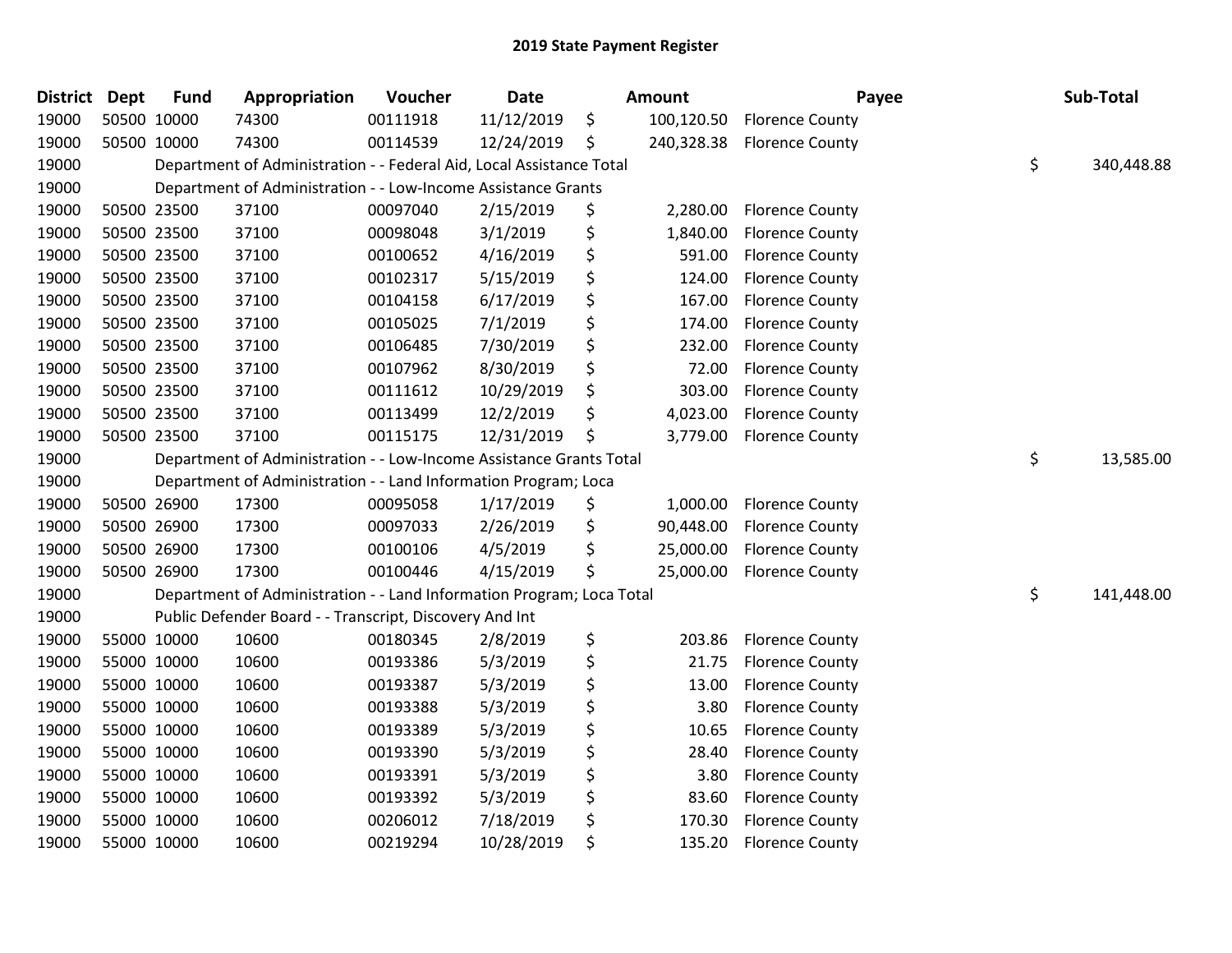# 2019 State Payment Register

| District | Dept | Fund | Appropriation | Voucher | Date | Amount | Payee | Sub-Total |
|---|---|---|---|---|---|---|---|---|
| 19000 | 50500 | 10000 | 74300 | 00111918 | 11/12/2019 | $ 100,120.50 | Florence County | |
| 19000 | 50500 | 10000 | 74300 | 00114539 | 12/24/2019 | $ 240,328.38 | Florence County | |
| 19000 | | Department of Administration - - Federal Aid, Local Assistance Total | | | | | | $ 340,448.88 |
| 19000 | | Department of Administration - - Low-Income Assistance Grants | | | | | | |
| 19000 | 50500 | 23500 | 37100 | 00097040 | 2/15/2019 | $ 2,280.00 | Florence County | |
| 19000 | 50500 | 23500 | 37100 | 00098048 | 3/1/2019 | $ 1,840.00 | Florence County | |
| 19000 | 50500 | 23500 | 37100 | 00100652 | 4/16/2019 | $ 591.00 | Florence County | |
| 19000 | 50500 | 23500 | 37100 | 00102317 | 5/15/2019 | $ 124.00 | Florence County | |
| 19000 | 50500 | 23500 | 37100 | 00104158 | 6/17/2019 | $ 167.00 | Florence County | |
| 19000 | 50500 | 23500 | 37100 | 00105025 | 7/1/2019 | $ 174.00 | Florence County | |
| 19000 | 50500 | 23500 | 37100 | 00106485 | 7/30/2019 | $ 232.00 | Florence County | |
| 19000 | 50500 | 23500 | 37100 | 00107962 | 8/30/2019 | $ 72.00 | Florence County | |
| 19000 | 50500 | 23500 | 37100 | 00111612 | 10/29/2019 | $ 303.00 | Florence County | |
| 19000 | 50500 | 23500 | 37100 | 00113499 | 12/2/2019 | $ 4,023.00 | Florence County | |
| 19000 | 50500 | 23500 | 37100 | 00115175 | 12/31/2019 | $ 3,779.00 | Florence County | |
| 19000 | | Department of Administration - - Low-Income Assistance Grants Total | | | | | | $ 13,585.00 |
| 19000 | | Department of Administration - - Land Information Program; Loca | | | | | | |
| 19000 | 50500 | 26900 | 17300 | 00095058 | 1/17/2019 | $ 1,000.00 | Florence County | |
| 19000 | 50500 | 26900 | 17300 | 00097033 | 2/26/2019 | $ 90,448.00 | Florence County | |
| 19000 | 50500 | 26900 | 17300 | 00100106 | 4/5/2019 | $ 25,000.00 | Florence County | |
| 19000 | 50500 | 26900 | 17300 | 00100446 | 4/15/2019 | $ 25,000.00 | Florence County | |
| 19000 | | Department of Administration - - Land Information Program; Loca Total | | | | | | $ 141,448.00 |
| 19000 | | Public Defender Board - - Transcript, Discovery And Int | | | | | | |
| 19000 | 55000 | 10000 | 10600 | 00180345 | 2/8/2019 | $ 203.86 | Florence County | |
| 19000 | 55000 | 10000 | 10600 | 00193386 | 5/3/2019 | $ 21.75 | Florence County | |
| 19000 | 55000 | 10000 | 10600 | 00193387 | 5/3/2019 | $ 13.00 | Florence County | |
| 19000 | 55000 | 10000 | 10600 | 00193388 | 5/3/2019 | $ 3.80 | Florence County | |
| 19000 | 55000 | 10000 | 10600 | 00193389 | 5/3/2019 | $ 10.65 | Florence County | |
| 19000 | 55000 | 10000 | 10600 | 00193390 | 5/3/2019 | $ 28.40 | Florence County | |
| 19000 | 55000 | 10000 | 10600 | 00193391 | 5/3/2019 | $ 3.80 | Florence County | |
| 19000 | 55000 | 10000 | 10600 | 00193392 | 5/3/2019 | $ 83.60 | Florence County | |
| 19000 | 55000 | 10000 | 10600 | 00206012 | 7/18/2019 | $ 170.30 | Florence County | |
| 19000 | 55000 | 10000 | 10600 | 00219294 | 10/28/2019 | $ 135.20 | Florence County | |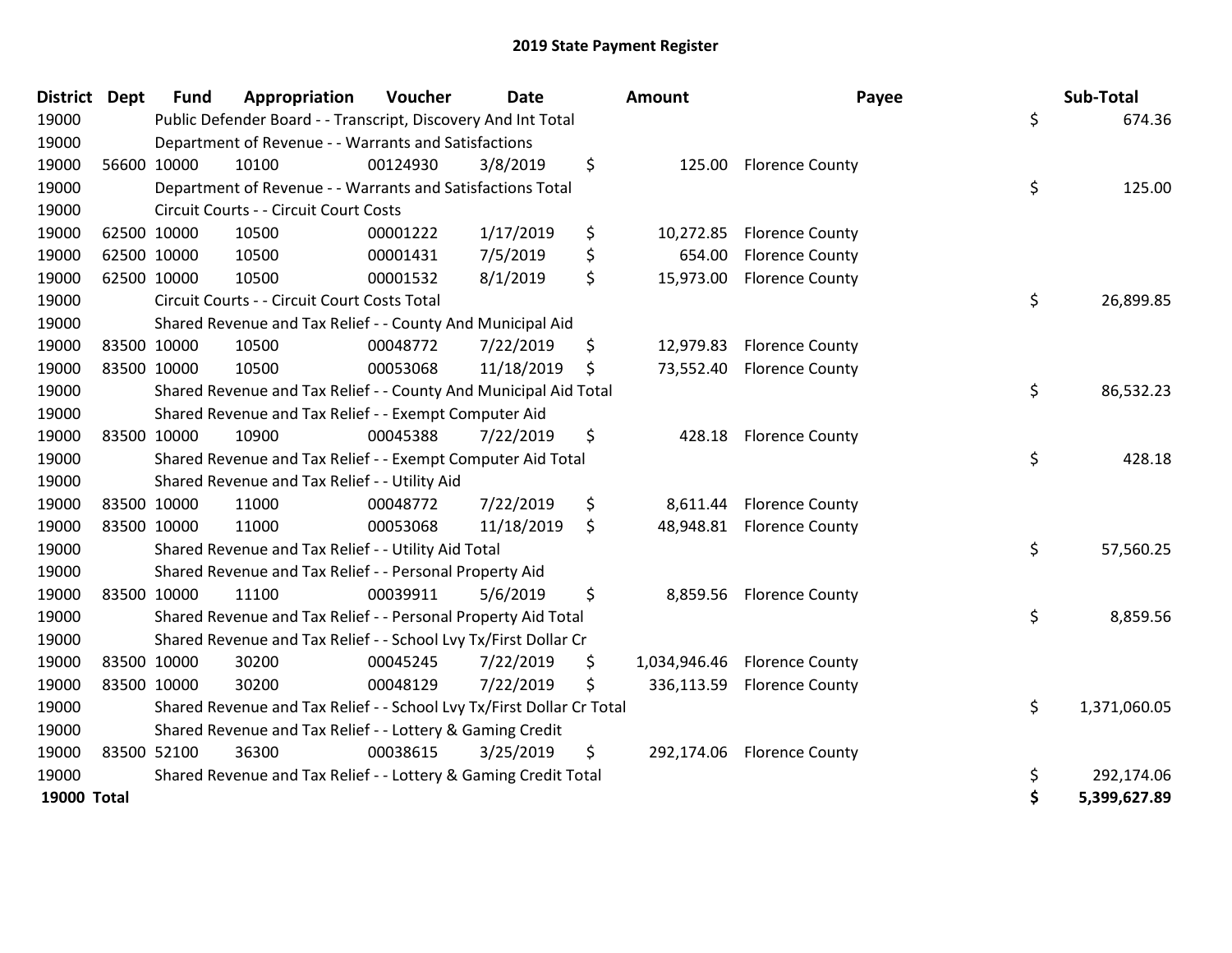# 2019 State Payment Register

| District | Dept | Fund | Appropriation | Voucher | Date | Amount | Payee | Sub-Total |
|---|---|---|---|---|---|---|---|---|
| 19000 | | Public Defender Board - - Transcript, Discovery And Int Total | | | | | | $ 674.36 |
| 19000 | | Department of Revenue - - Warrants and Satisfactions | | | | | | |
| 19000 | 56600 | 10000 | 10100 | 00124930 | 3/8/2019 | $ 125.00 | Florence County | |
| 19000 | | Department of Revenue - - Warrants and Satisfactions Total | | | | | | $ 125.00 |
| 19000 | | Circuit Courts - - Circuit Court Costs | | | | | | |
| 19000 | 62500 | 10000 | 10500 | 00001222 | 1/17/2019 | $ 10,272.85 | Florence County | |
| 19000 | 62500 | 10000 | 10500 | 00001431 | 7/5/2019 | $ 654.00 | Florence County | |
| 19000 | 62500 | 10000 | 10500 | 00001532 | 8/1/2019 | $ 15,973.00 | Florence County | |
| 19000 | | Circuit Courts - - Circuit Court Costs Total | | | | | | $ 26,899.85 |
| 19000 | | Shared Revenue and Tax Relief - - County And Municipal Aid | | | | | | |
| 19000 | 83500 | 10000 | 10500 | 00048772 | 7/22/2019 | $ 12,979.83 | Florence County | |
| 19000 | 83500 | 10000 | 10500 | 00053068 | 11/18/2019 | $ 73,552.40 | Florence County | |
| 19000 | | Shared Revenue and Tax Relief - - County And Municipal Aid Total | | | | | | $ 86,532.23 |
| 19000 | | Shared Revenue and Tax Relief - - Exempt Computer Aid | | | | | | |
| 19000 | 83500 | 10000 | 10900 | 00045388 | 7/22/2019 | $ 428.18 | Florence County | |
| 19000 | | Shared Revenue and Tax Relief - - Exempt Computer Aid Total | | | | | | $ 428.18 |
| 19000 | | Shared Revenue and Tax Relief - - Utility Aid | | | | | | |
| 19000 | 83500 | 10000 | 11000 | 00048772 | 7/22/2019 | $ 8,611.44 | Florence County | |
| 19000 | 83500 | 10000 | 11000 | 00053068 | 11/18/2019 | $ 48,948.81 | Florence County | |
| 19000 | | Shared Revenue and Tax Relief - - Utility Aid Total | | | | | | $ 57,560.25 |
| 19000 | | Shared Revenue and Tax Relief - - Personal Property Aid | | | | | | |
| 19000 | 83500 | 10000 | 11100 | 00039911 | 5/6/2019 | $ 8,859.56 | Florence County | |
| 19000 | | Shared Revenue and Tax Relief - - Personal Property Aid Total | | | | | | $ 8,859.56 |
| 19000 | | Shared Revenue and Tax Relief - - School Lvy Tx/First Dollar Cr | | | | | | |
| 19000 | 83500 | 10000 | 30200 | 00045245 | 7/22/2019 | $ 1,034,946.46 | Florence County | |
| 19000 | 83500 | 10000 | 30200 | 00048129 | 7/22/2019 | $ 336,113.59 | Florence County | |
| 19000 | | Shared Revenue and Tax Relief - - School Lvy Tx/First Dollar Cr Total | | | | | | $ 1,371,060.05 |
| 19000 | | Shared Revenue and Tax Relief - - Lottery & Gaming Credit | | | | | | |
| 19000 | 83500 | 52100 | 36300 | 00038615 | 3/25/2019 | $ 292,174.06 | Florence County | |
| 19000 | | Shared Revenue and Tax Relief - - Lottery & Gaming Credit Total | | | | | | $ 292,174.06 |
| **19000 Total** | | | | | | | | **$ 5,399,627.89** |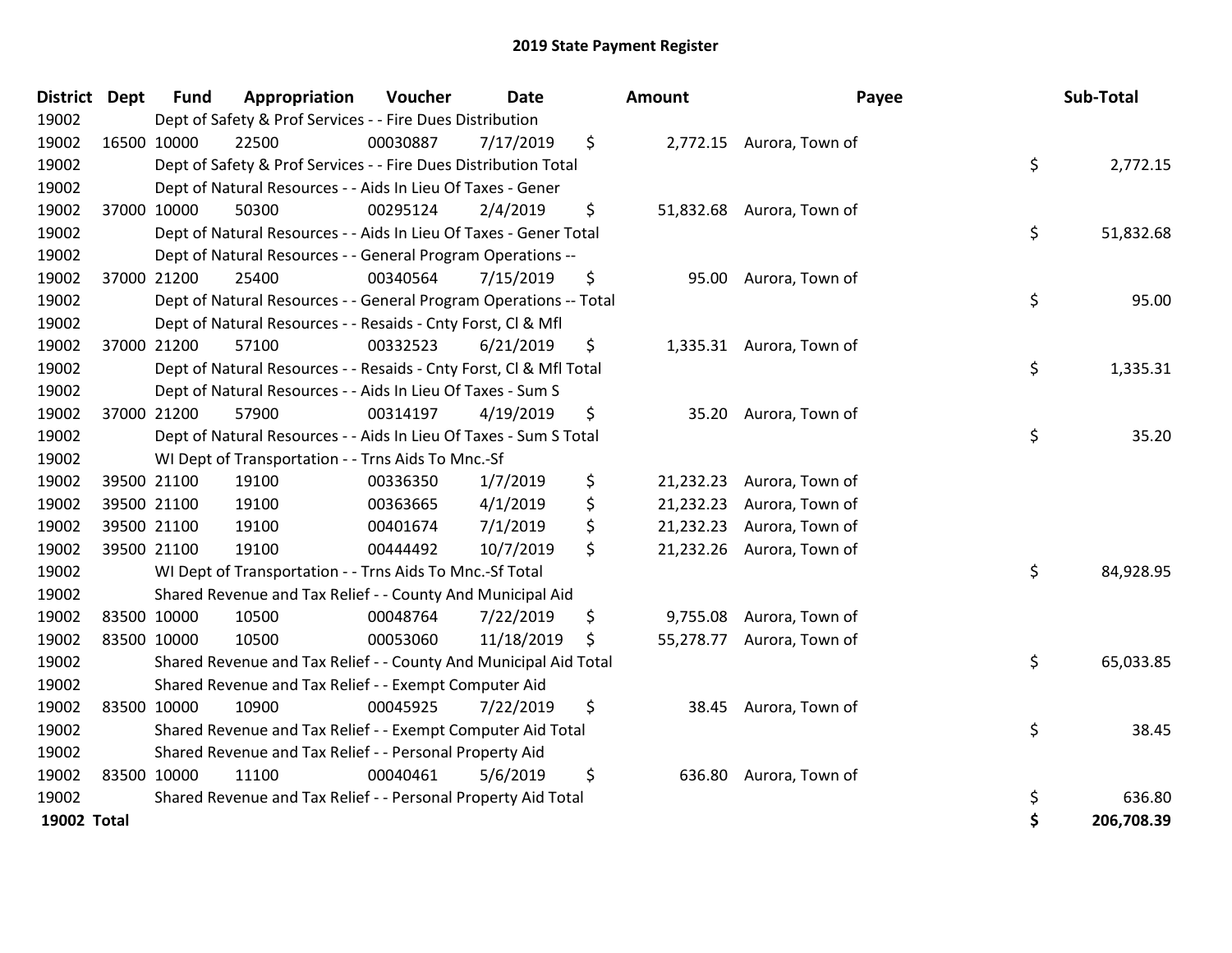# 2019 State Payment Register

| District | Dept | Fund | Appropriation | Voucher | Date | Amount | Payee | Sub-Total |
|---|---|---|---|---|---|---|---|---|
| 19002 | | Dept of Safety & Prof Services - - Fire Dues Distribution | | | | | | |
| 19002 | 16500 | 10000 | 22500 | 00030887 | 7/17/2019 | $ 2,772.15 | Aurora, Town of | |
| 19002 | | Dept of Safety & Prof Services - - Fire Dues Distribution Total | | | | | | $ 2,772.15 |
| 19002 | | Dept of Natural Resources - - Aids In Lieu Of Taxes - Gener | | | | | | |
| 19002 | 37000 | 10000 | 50300 | 00295124 | 2/4/2019 | $ 51,832.68 | Aurora, Town of | |
| 19002 | | Dept of Natural Resources - - Aids In Lieu Of Taxes - Gener Total | | | | | | $ 51,832.68 |
| 19002 | | Dept of Natural Resources - - General Program Operations -- | | | | | | |
| 19002 | 37000 | 21200 | 25400 | 00340564 | 7/15/2019 | $ 95.00 | Aurora, Town of | |
| 19002 | | Dept of Natural Resources - - General Program Operations -- Total | | | | | | $ 95.00 |
| 19002 | | Dept of Natural Resources - - Resaids - Cnty Forst, Cl & Mfl | | | | | | |
| 19002 | 37000 | 21200 | 57100 | 00332523 | 6/21/2019 | $ 1,335.31 | Aurora, Town of | |
| 19002 | | Dept of Natural Resources - - Resaids - Cnty Forst, Cl & Mfl Total | | | | | | $ 1,335.31 |
| 19002 | | Dept of Natural Resources - - Aids In Lieu Of Taxes - Sum S | | | | | | |
| 19002 | 37000 | 21200 | 57900 | 00314197 | 4/19/2019 | $ 35.20 | Aurora, Town of | |
| 19002 | | Dept of Natural Resources - - Aids In Lieu Of Taxes - Sum S Total | | | | | | $ 35.20 |
| 19002 | | WI Dept of Transportation - - Trns Aids To Mnc.-Sf | | | | | | |
| 19002 | 39500 | 21100 | 19100 | 00336350 | 1/7/2019 | $ 21,232.23 | Aurora, Town of | |
| 19002 | 39500 | 21100 | 19100 | 00363665 | 4/1/2019 | $ 21,232.23 | Aurora, Town of | |
| 19002 | 39500 | 21100 | 19100 | 00401674 | 7/1/2019 | $ 21,232.23 | Aurora, Town of | |
| 19002 | 39500 | 21100 | 19100 | 00444492 | 10/7/2019 | $ 21,232.26 | Aurora, Town of | |
| 19002 | | WI Dept of Transportation - - Trns Aids To Mnc.-Sf Total | | | | | | $ 84,928.95 |
| 19002 | | Shared Revenue and Tax Relief - - County And Municipal Aid | | | | | | |
| 19002 | 83500 | 10000 | 10500 | 00048764 | 7/22/2019 | $ 9,755.08 | Aurora, Town of | |
| 19002 | 83500 | 10000 | 10500 | 00053060 | 11/18/2019 | $ 55,278.77 | Aurora, Town of | |
| 19002 | | Shared Revenue and Tax Relief - - County And Municipal Aid Total | | | | | | $ 65,033.85 |
| 19002 | | Shared Revenue and Tax Relief - - Exempt Computer Aid | | | | | | |
| 19002 | 83500 | 10000 | 10900 | 00045925 | 7/22/2019 | $ 38.45 | Aurora, Town of | |
| 19002 | | Shared Revenue and Tax Relief - - Exempt Computer Aid Total | | | | | | $ 38.45 |
| 19002 | | Shared Revenue and Tax Relief - - Personal Property Aid | | | | | | |
| 19002 | 83500 | 10000 | 11100 | 00040461 | 5/6/2019 | $ 636.80 | Aurora, Town of | |
| 19002 | | Shared Revenue and Tax Relief - - Personal Property Aid Total | | | | | | $ 636.80 |
| **19002 Total** | | | | | | | | **$ 206,708.39** |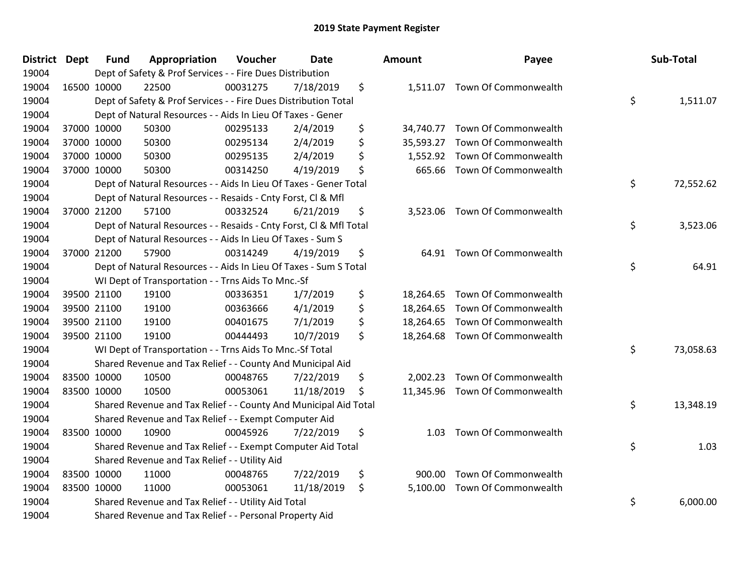# 2019 State Payment Register

| District | Dept | Fund | Appropriation | Voucher | Date | Amount | Payee | Sub-Total |
|---|---|---|---|---|---|---|---|---|
| 19004 | | Dept of Safety & Prof Services - - Fire Dues Distribution | | | | | | |
| 19004 | 16500 | 10000 | 22500 | 00031275 | 7/18/2019 | $ 1,511.07 | Town Of Commonwealth | |
| 19004 | | Dept of Safety & Prof Services - - Fire Dues Distribution Total | | | | | | $ 1,511.07 |
| 19004 | | Dept of Natural Resources - - Aids In Lieu Of Taxes - Gener | | | | | | |
| 19004 | 37000 | 10000 | 50300 | 00295133 | 2/4/2019 | $ 34,740.77 | Town Of Commonwealth | |
| 19004 | 37000 | 10000 | 50300 | 00295134 | 2/4/2019 | $ 35,593.27 | Town Of Commonwealth | |
| 19004 | 37000 | 10000 | 50300 | 00295135 | 2/4/2019 | $ 1,552.92 | Town Of Commonwealth | |
| 19004 | 37000 | 10000 | 50300 | 00314250 | 4/19/2019 | $ 665.66 | Town Of Commonwealth | |
| 19004 | | Dept of Natural Resources - - Aids In Lieu Of Taxes - Gener Total | | | | | | $ 72,552.62 |
| 19004 | | Dept of Natural Resources - - Resaids - Cnty Forst, Cl & Mfl | | | | | | |
| 19004 | 37000 | 21200 | 57100 | 00332524 | 6/21/2019 | $ 3,523.06 | Town Of Commonwealth | |
| 19004 | | Dept of Natural Resources - - Resaids - Cnty Forst, Cl & Mfl Total | | | | | | $ 3,523.06 |
| 19004 | | Dept of Natural Resources - - Aids In Lieu Of Taxes - Sum S | | | | | | |
| 19004 | 37000 | 21200 | 57900 | 00314249 | 4/19/2019 | $ 64.91 | Town Of Commonwealth | |
| 19004 | | Dept of Natural Resources - - Aids In Lieu Of Taxes - Sum S Total | | | | | | $ 64.91 |
| 19004 | | WI Dept of Transportation - - Trns Aids To Mnc.-Sf | | | | | | |
| 19004 | 39500 | 21100 | 19100 | 00336351 | 1/7/2019 | $ 18,264.65 | Town Of Commonwealth | |
| 19004 | 39500 | 21100 | 19100 | 00363666 | 4/1/2019 | $ 18,264.65 | Town Of Commonwealth | |
| 19004 | 39500 | 21100 | 19100 | 00401675 | 7/1/2019 | $ 18,264.65 | Town Of Commonwealth | |
| 19004 | 39500 | 21100 | 19100 | 00444493 | 10/7/2019 | $ 18,264.68 | Town Of Commonwealth | |
| 19004 | | WI Dept of Transportation - - Trns Aids To Mnc.-Sf Total | | | | | | $ 73,058.63 |
| 19004 | | Shared Revenue and Tax Relief - - County And Municipal Aid | | | | | | |
| 19004 | 83500 | 10000 | 10500 | 00048765 | 7/22/2019 | $ 2,002.23 | Town Of Commonwealth | |
| 19004 | 83500 | 10000 | 10500 | 00053061 | 11/18/2019 | $ 11,345.96 | Town Of Commonwealth | |
| 19004 | | Shared Revenue and Tax Relief - - County And Municipal Aid Total | | | | | | $ 13,348.19 |
| 19004 | | Shared Revenue and Tax Relief - - Exempt Computer Aid | | | | | | |
| 19004 | 83500 | 10000 | 10900 | 00045926 | 7/22/2019 | $ 1.03 | Town Of Commonwealth | |
| 19004 | | Shared Revenue and Tax Relief - - Exempt Computer Aid Total | | | | | | $ 1.03 |
| 19004 | | Shared Revenue and Tax Relief - - Utility Aid | | | | | | |
| 19004 | 83500 | 10000 | 11000 | 00048765 | 7/22/2019 | $ 900.00 | Town Of Commonwealth | |
| 19004 | 83500 | 10000 | 11000 | 00053061 | 11/18/2019 | $ 5,100.00 | Town Of Commonwealth | |
| 19004 | | Shared Revenue and Tax Relief - - Utility Aid Total | | | | | | $ 6,000.00 |
| 19004 | | Shared Revenue and Tax Relief - - Personal Property Aid | | | | | | |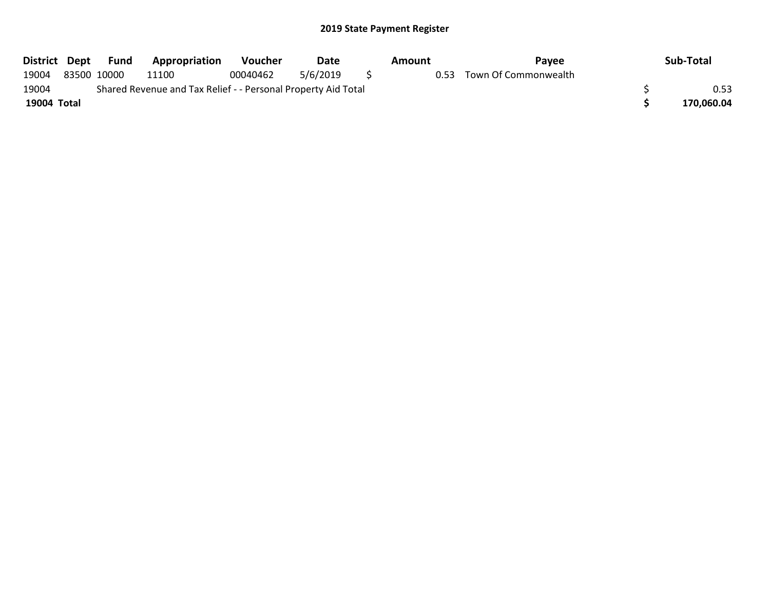## 2019 State Payment Register

| District | Dept | Fund | Appropriation | Voucher | Date | Amount | Payee | Sub-Total |
|---|---|---|---|---|---|---|---|---|
| 19004 | 83500 | 10000 | 11100 | 00040462 | 5/6/2019 | $ 0.53 | Town Of Commonwealth | |
| 19004 | | Shared Revenue and Tax Relief - - Personal Property Aid Total | | | | | | $ 0.53 |
| **19004 Total** | | | | | | | | **$ 170,060.04** |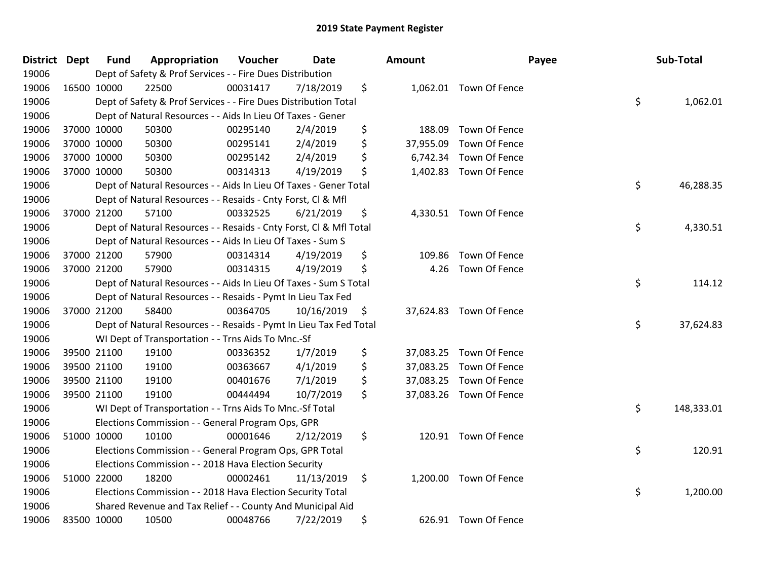# 2019 State Payment Register

| District | Dept | Fund | Appropriation | Voucher | Date | Amount | Payee | Sub-Total |
|---|---|---|---|---|---|---|---|---|
| 19006 | | Dept of Safety & Prof Services - - Fire Dues Distribution | | | | | | |
| 19006 | 16500 | 10000 | 22500 | 00031417 | 7/18/2019 | $ 1,062.01 | Town Of Fence | |
| 19006 | | Dept of Safety & Prof Services - - Fire Dues Distribution Total | | | | | | $ 1,062.01 |
| 19006 | | Dept of Natural Resources - - Aids In Lieu Of Taxes - Gener | | | | | | |
| 19006 | 37000 | 10000 | 50300 | 00295140 | 2/4/2019 | $ 188.09 | Town Of Fence | |
| 19006 | 37000 | 10000 | 50300 | 00295141 | 2/4/2019 | $ 37,955.09 | Town Of Fence | |
| 19006 | 37000 | 10000 | 50300 | 00295142 | 2/4/2019 | $ 6,742.34 | Town Of Fence | |
| 19006 | 37000 | 10000 | 50300 | 00314313 | 4/19/2019 | $ 1,402.83 | Town Of Fence | |
| 19006 | | Dept of Natural Resources - - Aids In Lieu Of Taxes - Gener Total | | | | | | $ 46,288.35 |
| 19006 | | Dept of Natural Resources - - Resaids - Cnty Forst, Cl & Mfl | | | | | | |
| 19006 | 37000 | 21200 | 57100 | 00332525 | 6/21/2019 | $ 4,330.51 | Town Of Fence | |
| 19006 | | Dept of Natural Resources - - Resaids - Cnty Forst, Cl & Mfl Total | | | | | | $ 4,330.51 |
| 19006 | | Dept of Natural Resources - - Aids In Lieu Of Taxes - Sum S | | | | | | |
| 19006 | 37000 | 21200 | 57900 | 00314314 | 4/19/2019 | $ 109.86 | Town Of Fence | |
| 19006 | 37000 | 21200 | 57900 | 00314315 | 4/19/2019 | $ 4.26 | Town Of Fence | |
| 19006 | | Dept of Natural Resources - - Aids In Lieu Of Taxes - Sum S Total | | | | | | $ 114.12 |
| 19006 | | Dept of Natural Resources - - Resaids - Pymt In Lieu Tax Fed | | | | | | |
| 19006 | 37000 | 21200 | 58400 | 00364705 | 10/16/2019 | $ 37,624.83 | Town Of Fence | |
| 19006 | | Dept of Natural Resources - - Resaids - Pymt In Lieu Tax Fed Total | | | | | | $ 37,624.83 |
| 19006 | | WI Dept of Transportation - - Trns Aids To Mnc.-Sf | | | | | | |
| 19006 | 39500 | 21100 | 19100 | 00336352 | 1/7/2019 | $ 37,083.25 | Town Of Fence | |
| 19006 | 39500 | 21100 | 19100 | 00363667 | 4/1/2019 | $ 37,083.25 | Town Of Fence | |
| 19006 | 39500 | 21100 | 19100 | 00401676 | 7/1/2019 | $ 37,083.25 | Town Of Fence | |
| 19006 | 39500 | 21100 | 19100 | 00444494 | 10/7/2019 | $ 37,083.26 | Town Of Fence | |
| 19006 | | WI Dept of Transportation - - Trns Aids To Mnc.-Sf Total | | | | | | $ 148,333.01 |
| 19006 | | Elections Commission - - General Program Ops, GPR | | | | | | |
| 19006 | 51000 | 10000 | 10100 | 00001646 | 2/12/2019 | $ 120.91 | Town Of Fence | |
| 19006 | | Elections Commission - - General Program Ops, GPR Total | | | | | | $ 120.91 |
| 19006 | | Elections Commission - - 2018 Hava Election Security | | | | | | |
| 19006 | 51000 | 22000 | 18200 | 00002461 | 11/13/2019 | $ 1,200.00 | Town Of Fence | |
| 19006 | | Elections Commission - - 2018 Hava Election Security Total | | | | | | $ 1,200.00 |
| 19006 | | Shared Revenue and Tax Relief - - County And Municipal Aid | | | | | | |
| 19006 | 83500 | 10000 | 10500 | 00048766 | 7/22/2019 | $ 626.91 | Town Of Fence | |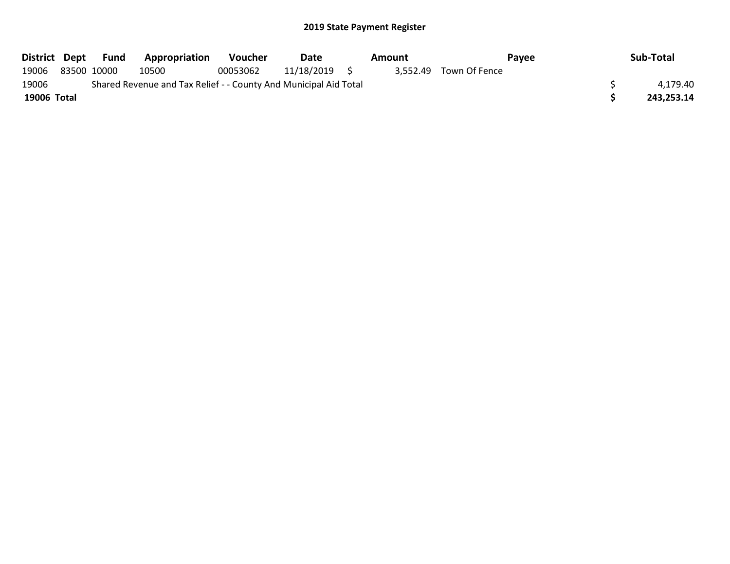# 2019 State Payment Register

| District | Dept | Fund | Appropriation | Voucher | Date | Amount | Payee | Sub-Total |
|---|---|---|---|---|---|---|---|---|
| 19006 | 83500 | 10000 | 10500 | 00053062 | 11/18/2019 | $ 3,552.49 | Town Of Fence | |
| 19006 | | Shared Revenue and Tax Relief - - County And Municipal Aid Total | | | | | | $ 4,179.40 |
| **19006 Total** | | | | | | | | **$ 243,253.14** |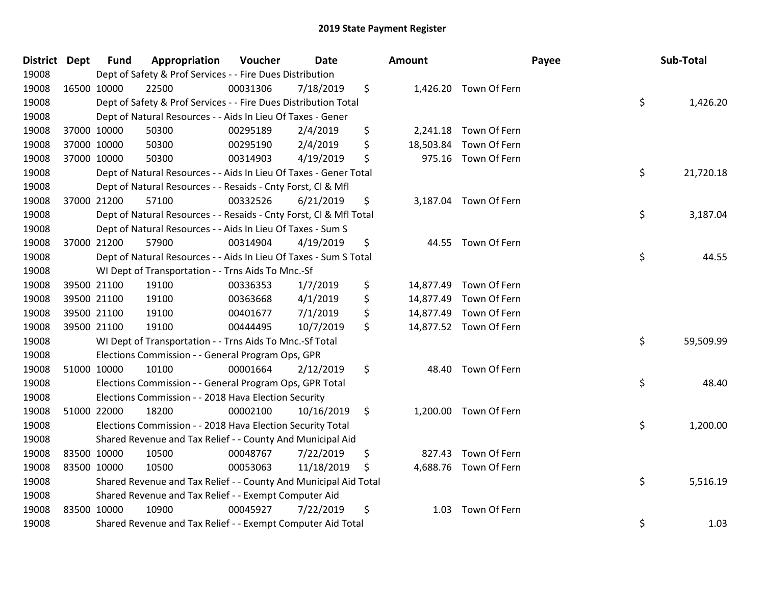# 2019 State Payment Register

| District | Dept | Fund | Appropriation | Voucher | Date | Amount | Payee | Sub-Total |
|---|---|---|---|---|---|---|---|---|
| 19008 | | Dept of Safety & Prof Services - - Fire Dues Distribution | | | | | | |
| 19008 | 16500 | 10000 | 22500 | 00031306 | 7/18/2019 | $ 1,426.20 | Town Of Fern | |
| 19008 | | Dept of Safety & Prof Services - - Fire Dues Distribution Total | | | | | | $ 1,426.20 |
| 19008 | | Dept of Natural Resources - - Aids In Lieu Of Taxes - Gener | | | | | | |
| 19008 | 37000 | 10000 | 50300 | 00295189 | 2/4/2019 | $ 2,241.18 | Town Of Fern | |
| 19008 | 37000 | 10000 | 50300 | 00295190 | 2/4/2019 | $ 18,503.84 | Town Of Fern | |
| 19008 | 37000 | 10000 | 50300 | 00314903 | 4/19/2019 | $ 975.16 | Town Of Fern | |
| 19008 | | Dept of Natural Resources - - Aids In Lieu Of Taxes - Gener Total | | | | | | $ 21,720.18 |
| 19008 | | Dept of Natural Resources - - Resaids - Cnty Forst, Cl & Mfl | | | | | | |
| 19008 | 37000 | 21200 | 57100 | 00332526 | 6/21/2019 | $ 3,187.04 | Town Of Fern | |
| 19008 | | Dept of Natural Resources - - Resaids - Cnty Forst, Cl & Mfl Total | | | | | | $ 3,187.04 |
| 19008 | | Dept of Natural Resources - - Aids In Lieu Of Taxes - Sum S | | | | | | |
| 19008 | 37000 | 21200 | 57900 | 00314904 | 4/19/2019 | $ 44.55 | Town Of Fern | |
| 19008 | | Dept of Natural Resources - - Aids In Lieu Of Taxes - Sum S Total | | | | | | $ 44.55 |
| 19008 | | WI Dept of Transportation - - Trns Aids To Mnc.-Sf | | | | | | |
| 19008 | 39500 | 21100 | 19100 | 00336353 | 1/7/2019 | $ 14,877.49 | Town Of Fern | |
| 19008 | 39500 | 21100 | 19100 | 00363668 | 4/1/2019 | $ 14,877.49 | Town Of Fern | |
| 19008 | 39500 | 21100 | 19100 | 00401677 | 7/1/2019 | $ 14,877.49 | Town Of Fern | |
| 19008 | 39500 | 21100 | 19100 | 00444495 | 10/7/2019 | $ 14,877.52 | Town Of Fern | |
| 19008 | | WI Dept of Transportation - - Trns Aids To Mnc.-Sf Total | | | | | | $ 59,509.99 |
| 19008 | | Elections Commission - - General Program Ops, GPR | | | | | | |
| 19008 | 51000 | 10000 | 10100 | 00001664 | 2/12/2019 | $ 48.40 | Town Of Fern | |
| 19008 | | Elections Commission - - General Program Ops, GPR Total | | | | | | $ 48.40 |
| 19008 | | Elections Commission - - 2018 Hava Election Security | | | | | | |
| 19008 | 51000 | 22000 | 18200 | 00002100 | 10/16/2019 | $ 1,200.00 | Town Of Fern | |
| 19008 | | Elections Commission - - 2018 Hava Election Security Total | | | | | | $ 1,200.00 |
| 19008 | | Shared Revenue and Tax Relief - - County And Municipal Aid | | | | | | |
| 19008 | 83500 | 10000 | 10500 | 00048767 | 7/22/2019 | $ 827.43 | Town Of Fern | |
| 19008 | 83500 | 10000 | 10500 | 00053063 | 11/18/2019 | $ 4,688.76 | Town Of Fern | |
| 19008 | | Shared Revenue and Tax Relief - - County And Municipal Aid Total | | | | | | $ 5,516.19 |
| 19008 | | Shared Revenue and Tax Relief - - Exempt Computer Aid | | | | | | |
| 19008 | 83500 | 10000 | 10900 | 00045927 | 7/22/2019 | $ 1.03 | Town Of Fern | |
| 19008 | | Shared Revenue and Tax Relief - - Exempt Computer Aid Total | | | | | | $ 1.03 |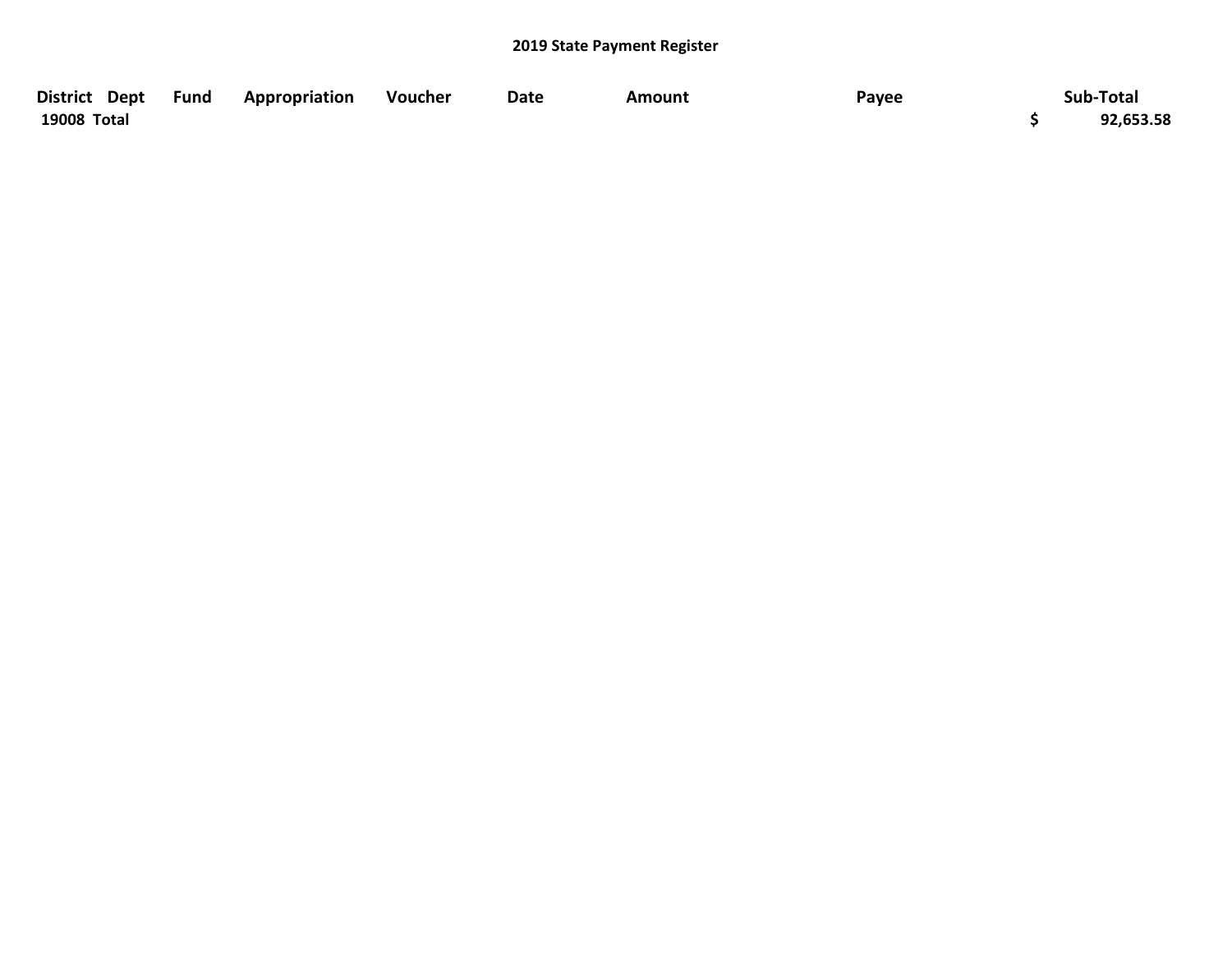## 2019 State Payment Register

| District | Dept | Fund | Appropriation | Voucher | Date | Amount | Payee | Sub-Total |
|---|---|---|---|---|---|---|---|---|
| 19008 Total | | | | | | | | $ 92,653.58 |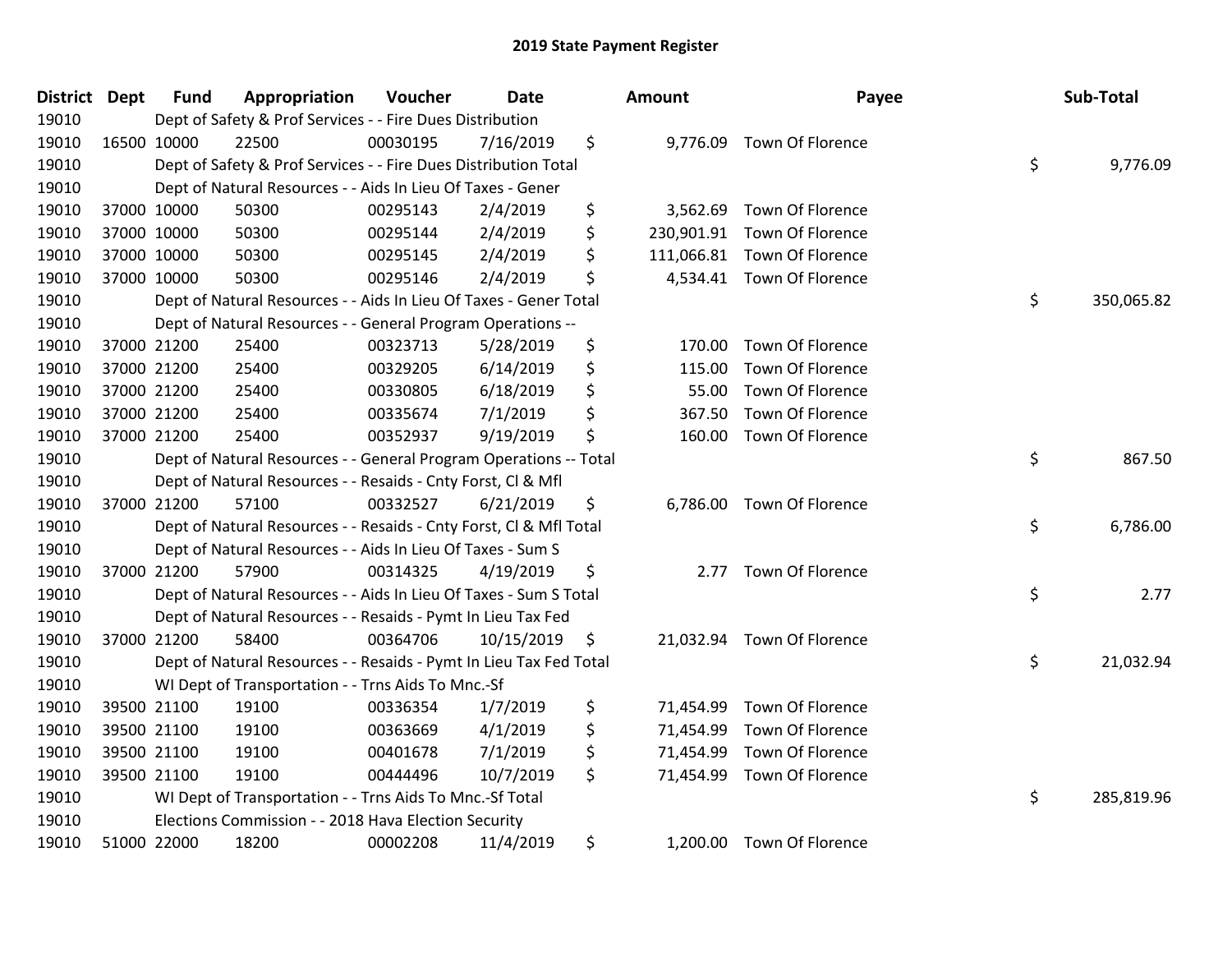# 2019 State Payment Register

| District | Dept | Fund | Appropriation | Voucher | Date | Amount | Payee | Sub-Total |
|---|---|---|---|---|---|---|---|---|
| 19010 | | Dept of Safety & Prof Services - - Fire Dues Distribution | | | | | | |
| 19010 | 16500 | 10000 | 22500 | 00030195 | 7/16/2019 | $ 9,776.09 | Town Of Florence | |
| 19010 | | Dept of Safety & Prof Services - - Fire Dues Distribution Total | | | | | | $ 9,776.09 |
| 19010 | | Dept of Natural Resources - - Aids In Lieu Of Taxes - Gener | | | | | | |
| 19010 | 37000 | 10000 | 50300 | 00295143 | 2/4/2019 | $ 3,562.69 | Town Of Florence | |
| 19010 | 37000 | 10000 | 50300 | 00295144 | 2/4/2019 | $ 230,901.91 | Town Of Florence | |
| 19010 | 37000 | 10000 | 50300 | 00295145 | 2/4/2019 | $ 111,066.81 | Town Of Florence | |
| 19010 | 37000 | 10000 | 50300 | 00295146 | 2/4/2019 | $ 4,534.41 | Town Of Florence | |
| 19010 | | Dept of Natural Resources - - Aids In Lieu Of Taxes - Gener Total | | | | | | $ 350,065.82 |
| 19010 | | Dept of Natural Resources - - General Program Operations -- | | | | | | |
| 19010 | 37000 | 21200 | 25400 | 00323713 | 5/28/2019 | $ 170.00 | Town Of Florence | |
| 19010 | 37000 | 21200 | 25400 | 00329205 | 6/14/2019 | $ 115.00 | Town Of Florence | |
| 19010 | 37000 | 21200 | 25400 | 00330805 | 6/18/2019 | $ 55.00 | Town Of Florence | |
| 19010 | 37000 | 21200 | 25400 | 00335674 | 7/1/2019 | $ 367.50 | Town Of Florence | |
| 19010 | 37000 | 21200 | 25400 | 00352937 | 9/19/2019 | $ 160.00 | Town Of Florence | |
| 19010 | | Dept of Natural Resources - - General Program Operations -- Total | | | | | | $ 867.50 |
| 19010 | | Dept of Natural Resources - - Resaids - Cnty Forst, Cl & Mfl | | | | | | |
| 19010 | 37000 | 21200 | 57100 | 00332527 | 6/21/2019 | $ 6,786.00 | Town Of Florence | |
| 19010 | | Dept of Natural Resources - - Resaids - Cnty Forst, Cl & Mfl Total | | | | | | $ 6,786.00 |
| 19010 | | Dept of Natural Resources - - Aids In Lieu Of Taxes - Sum S | | | | | | |
| 19010 | 37000 | 21200 | 57900 | 00314325 | 4/19/2019 | $ 2.77 | Town Of Florence | |
| 19010 | | Dept of Natural Resources - - Aids In Lieu Of Taxes - Sum S Total | | | | | | $ 2.77 |
| 19010 | | Dept of Natural Resources - - Resaids - Pymt In Lieu Tax Fed | | | | | | |
| 19010 | 37000 | 21200 | 58400 | 00364706 | 10/15/2019 | $ 21,032.94 | Town Of Florence | |
| 19010 | | Dept of Natural Resources - - Resaids - Pymt In Lieu Tax Fed Total | | | | | | $ 21,032.94 |
| 19010 | | WI Dept of Transportation - - Trns Aids To Mnc.-Sf | | | | | | |
| 19010 | 39500 | 21100 | 19100 | 00336354 | 1/7/2019 | $ 71,454.99 | Town Of Florence | |
| 19010 | 39500 | 21100 | 19100 | 00363669 | 4/1/2019 | $ 71,454.99 | Town Of Florence | |
| 19010 | 39500 | 21100 | 19100 | 00401678 | 7/1/2019 | $ 71,454.99 | Town Of Florence | |
| 19010 | 39500 | 21100 | 19100 | 00444496 | 10/7/2019 | $ 71,454.99 | Town Of Florence | |
| 19010 | | WI Dept of Transportation - - Trns Aids To Mnc.-Sf Total | | | | | | $ 285,819.96 |
| 19010 | | Elections Commission - - 2018 Hava Election Security | | | | | | |
| 19010 | 51000 | 22000 | 18200 | 00002208 | 11/4/2019 | $ 1,200.00 | Town Of Florence | |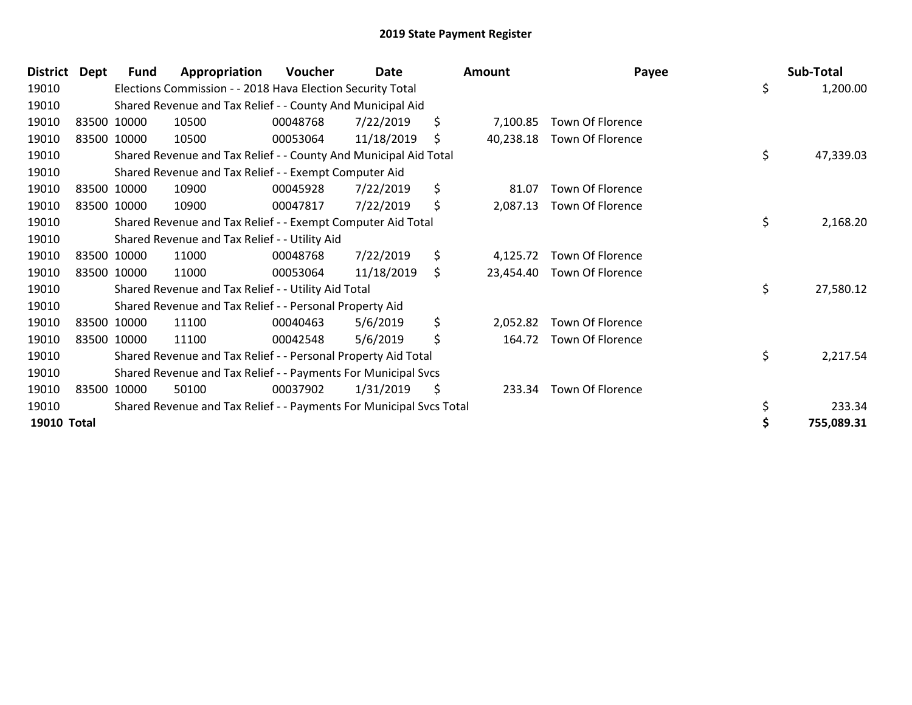# 2019 State Payment Register

| District | Dept | Fund | Appropriation | Voucher | Date | Amount | Payee | Sub-Total |
|---|---|---|---|---|---|---|---|---|
| 19010 | | Elections Commission - - 2018 Hava Election Security Total | | | | | | $ 1,200.00 |
| 19010 | | Shared Revenue and Tax Relief - - County And Municipal Aid | | | | | | |
| 19010 | 83500 | 10000 | 10500 | 00048768 | 7/22/2019 | $ 7,100.85 | Town Of Florence | |
| 19010 | 83500 | 10000 | 10500 | 00053064 | 11/18/2019 | $ 40,238.18 | Town Of Florence | |
| 19010 | | Shared Revenue and Tax Relief - - County And Municipal Aid Total | | | | | | $ 47,339.03 |
| 19010 | | Shared Revenue and Tax Relief - - Exempt Computer Aid | | | | | | |
| 19010 | 83500 | 10000 | 10900 | 00045928 | 7/22/2019 | $ 81.07 | Town Of Florence | |
| 19010 | 83500 | 10000 | 10900 | 00047817 | 7/22/2019 | $ 2,087.13 | Town Of Florence | |
| 19010 | | Shared Revenue and Tax Relief - - Exempt Computer Aid Total | | | | | | $ 2,168.20 |
| 19010 | | Shared Revenue and Tax Relief - - Utility Aid | | | | | | |
| 19010 | 83500 | 10000 | 11000 | 00048768 | 7/22/2019 | $ 4,125.72 | Town Of Florence | |
| 19010 | 83500 | 10000 | 11000 | 00053064 | 11/18/2019 | $ 23,454.40 | Town Of Florence | |
| 19010 | | Shared Revenue and Tax Relief - - Utility Aid Total | | | | | | $ 27,580.12 |
| 19010 | | Shared Revenue and Tax Relief - - Personal Property Aid | | | | | | |
| 19010 | 83500 | 10000 | 11100 | 00040463 | 5/6/2019 | $ 2,052.82 | Town Of Florence | |
| 19010 | 83500 | 10000 | 11100 | 00042548 | 5/6/2019 | $ 164.72 | Town Of Florence | |
| 19010 | | Shared Revenue and Tax Relief - - Personal Property Aid Total | | | | | | $ 2,217.54 |
| 19010 | | Shared Revenue and Tax Relief - - Payments For Municipal Svcs | | | | | | |
| 19010 | 83500 | 10000 | 50100 | 00037902 | 1/31/2019 | $ 233.34 | Town Of Florence | |
| 19010 | | Shared Revenue and Tax Relief - - Payments For Municipal Svcs Total | | | | | | $ 233.34 |
| **19010** | **Total** | | | | | | | **$ 755,089.31** |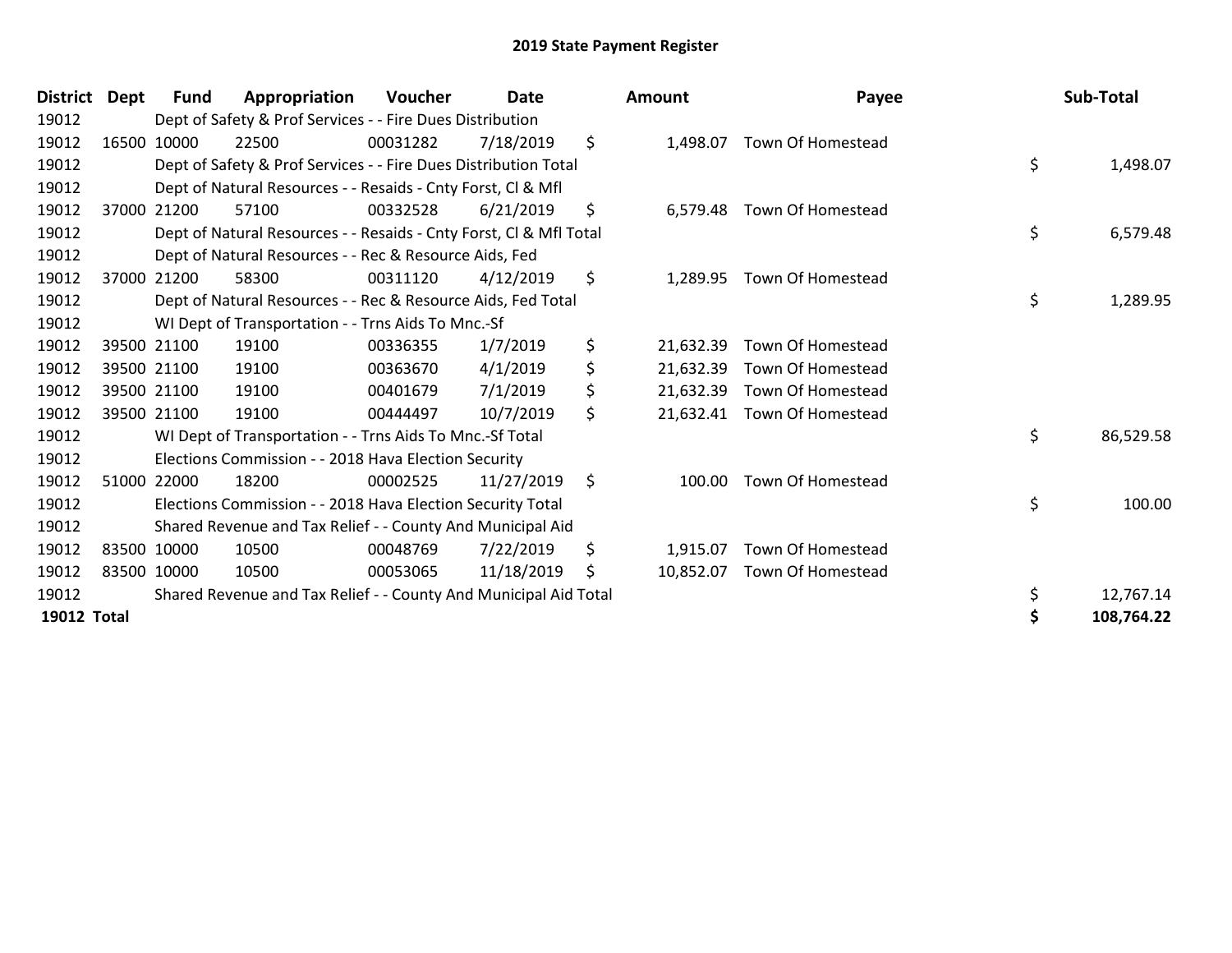# 2019 State Payment Register

| District | Dept | Fund | Appropriation | Voucher | Date | Amount | Payee | Sub-Total |
|---|---|---|---|---|---|---|---|---|
| 19012 | | Dept of Safety & Prof Services - - Fire Dues Distribution | | | | | | |
| 19012 | 16500 | 10000 | 22500 | 00031282 | 7/18/2019 | $ 1,498.07 | Town Of Homestead | |
| 19012 | | Dept of Safety & Prof Services - - Fire Dues Distribution Total | | | | | | $ 1,498.07 |
| 19012 | | Dept of Natural Resources - - Resaids - Cnty Forst, Cl & Mfl | | | | | | |
| 19012 | 37000 | 21200 | 57100 | 00332528 | 6/21/2019 | $ 6,579.48 | Town Of Homestead | |
| 19012 | | Dept of Natural Resources - - Resaids - Cnty Forst, Cl & Mfl Total | | | | | | $ 6,579.48 |
| 19012 | | Dept of Natural Resources - - Rec & Resource Aids, Fed | | | | | | |
| 19012 | 37000 | 21200 | 58300 | 00311120 | 4/12/2019 | $ 1,289.95 | Town Of Homestead | |
| 19012 | | Dept of Natural Resources - - Rec & Resource Aids, Fed Total | | | | | | $ 1,289.95 |
| 19012 | | WI Dept of Transportation - - Trns Aids To Mnc.-Sf | | | | | | |
| 19012 | 39500 | 21100 | 19100 | 00336355 | 1/7/2019 | $ 21,632.39 | Town Of Homestead | |
| 19012 | 39500 | 21100 | 19100 | 00363670 | 4/1/2019 | $ 21,632.39 | Town Of Homestead | |
| 19012 | 39500 | 21100 | 19100 | 00401679 | 7/1/2019 | $ 21,632.39 | Town Of Homestead | |
| 19012 | 39500 | 21100 | 19100 | 00444497 | 10/7/2019 | $ 21,632.41 | Town Of Homestead | |
| 19012 | | WI Dept of Transportation - - Trns Aids To Mnc.-Sf Total | | | | | | $ 86,529.58 |
| 19012 | | Elections Commission - - 2018 Hava Election Security | | | | | | |
| 19012 | 51000 | 22000 | 18200 | 00002525 | 11/27/2019 | $ 100.00 | Town Of Homestead | |
| 19012 | | Elections Commission - - 2018 Hava Election Security Total | | | | | | $ 100.00 |
| 19012 | | Shared Revenue and Tax Relief - - County And Municipal Aid | | | | | | |
| 19012 | 83500 | 10000 | 10500 | 00048769 | 7/22/2019 | $ 1,915.07 | Town Of Homestead | |
| 19012 | 83500 | 10000 | 10500 | 00053065 | 11/18/2019 | $ 10,852.07 | Town Of Homestead | |
| 19012 | | Shared Revenue and Tax Relief - - County And Municipal Aid Total | | | | | | $ 12,767.14 |
| **19012 Total** | | | | | | | | **$ 108,764.22** |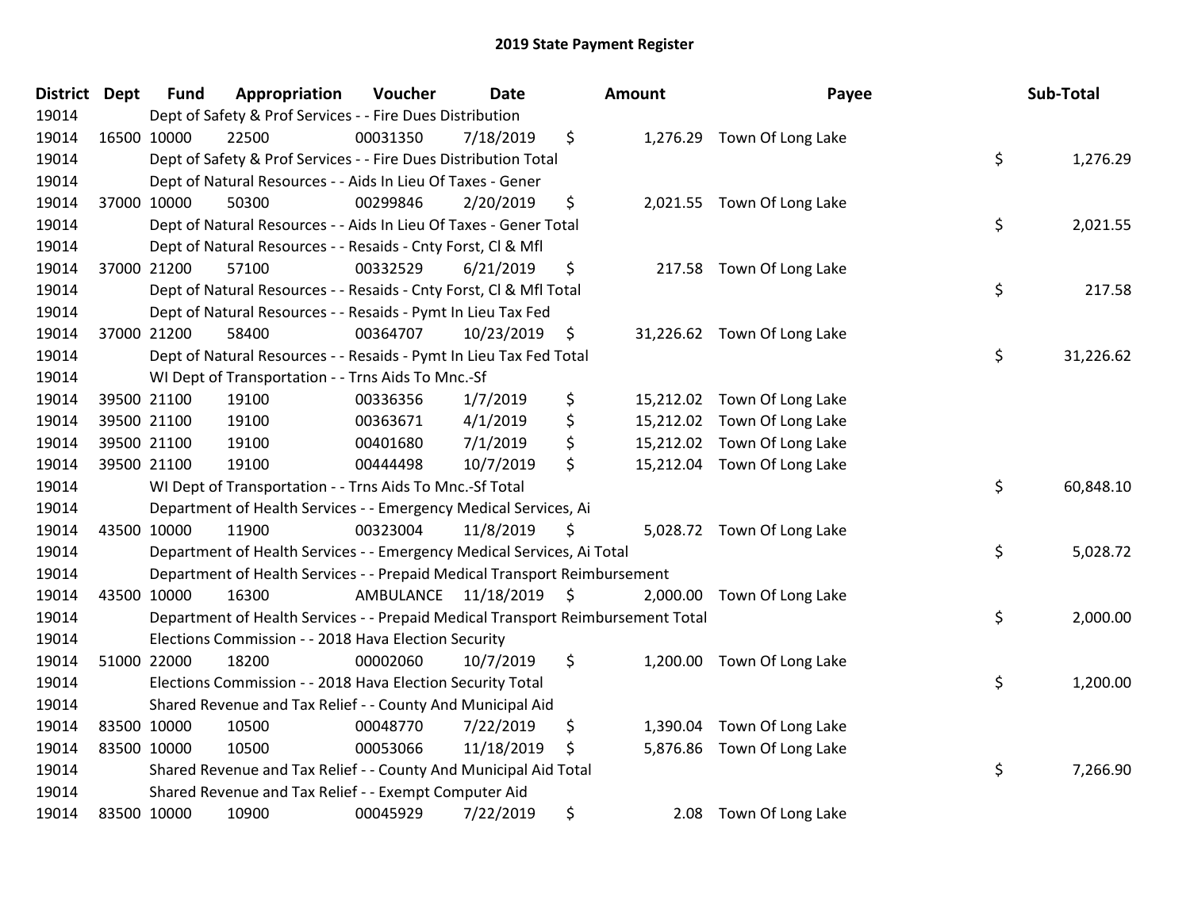# 2019 State Payment Register

| District | Dept | Fund | Appropriation | Voucher | Date | Amount | Payee | Sub-Total |
|---|---|---|---|---|---|---|---|---|
| 19014 | | Dept of Safety & Prof Services - - Fire Dues Distribution | | | | | | |
| 19014 | 16500 | 10000 | 22500 | 00031350 | 7/18/2019 | $ 1,276.29 | Town Of Long Lake | |
| 19014 | | Dept of Safety & Prof Services - - Fire Dues Distribution Total | | | | | | $ 1,276.29 |
| 19014 | | Dept of Natural Resources - - Aids In Lieu Of Taxes - Gener | | | | | | |
| 19014 | 37000 | 10000 | 50300 | 00299846 | 2/20/2019 | $ 2,021.55 | Town Of Long Lake | |
| 19014 | | Dept of Natural Resources - - Aids In Lieu Of Taxes - Gener Total | | | | | | $ 2,021.55 |
| 19014 | | Dept of Natural Resources - - Resaids - Cnty Forst, Cl & Mfl | | | | | | |
| 19014 | 37000 | 21200 | 57100 | 00332529 | 6/21/2019 | $ 217.58 | Town Of Long Lake | |
| 19014 | | Dept of Natural Resources - - Resaids - Cnty Forst, Cl & Mfl Total | | | | | | $ 217.58 |
| 19014 | | Dept of Natural Resources - - Resaids - Pymt In Lieu Tax Fed | | | | | | |
| 19014 | 37000 | 21200 | 58400 | 00364707 | 10/23/2019 | $ 31,226.62 | Town Of Long Lake | |
| 19014 | | Dept of Natural Resources - - Resaids - Pymt In Lieu Tax Fed Total | | | | | | $ 31,226.62 |
| 19014 | | WI Dept of Transportation - - Trns Aids To Mnc.-Sf | | | | | | |
| 19014 | 39500 | 21100 | 19100 | 00336356 | 1/7/2019 | $ 15,212.02 | Town Of Long Lake | |
| 19014 | 39500 | 21100 | 19100 | 00363671 | 4/1/2019 | $ 15,212.02 | Town Of Long Lake | |
| 19014 | 39500 | 21100 | 19100 | 00401680 | 7/1/2019 | $ 15,212.02 | Town Of Long Lake | |
| 19014 | 39500 | 21100 | 19100 | 00444498 | 10/7/2019 | $ 15,212.04 | Town Of Long Lake | |
| 19014 | | WI Dept of Transportation - - Trns Aids To Mnc.-Sf Total | | | | | | $ 60,848.10 |
| 19014 | | Department of Health Services - - Emergency Medical Services, Ai | | | | | | |
| 19014 | 43500 | 10000 | 11900 | 00323004 | 11/8/2019 | $ 5,028.72 | Town Of Long Lake | |
| 19014 | | Department of Health Services - - Emergency Medical Services, Ai Total | | | | | | $ 5,028.72 |
| 19014 | | Department of Health Services - - Prepaid Medical Transport Reimbursement | | | | | | |
| 19014 | 43500 | 10000 | 16300 | AMBULANCE | 11/18/2019 | $ 2,000.00 | Town Of Long Lake | |
| 19014 | | Department of Health Services - - Prepaid Medical Transport Reimbursement Total | | | | | | $ 2,000.00 |
| 19014 | | Elections Commission - - 2018 Hava Election Security | | | | | | |
| 19014 | 51000 | 22000 | 18200 | 00002060 | 10/7/2019 | $ 1,200.00 | Town Of Long Lake | |
| 19014 | | Elections Commission - - 2018 Hava Election Security Total | | | | | | $ 1,200.00 |
| 19014 | | Shared Revenue and Tax Relief - - County And Municipal Aid | | | | | | |
| 19014 | 83500 | 10000 | 10500 | 00048770 | 7/22/2019 | $ 1,390.04 | Town Of Long Lake | |
| 19014 | 83500 | 10000 | 10500 | 00053066 | 11/18/2019 | $ 5,876.86 | Town Of Long Lake | |
| 19014 | | Shared Revenue and Tax Relief - - County And Municipal Aid Total | | | | | | $ 7,266.90 |
| 19014 | | Shared Revenue and Tax Relief - - Exempt Computer Aid | | | | | | |
| 19014 | 83500 | 10000 | 10900 | 00045929 | 7/22/2019 | $ 2.08 | Town Of Long Lake | |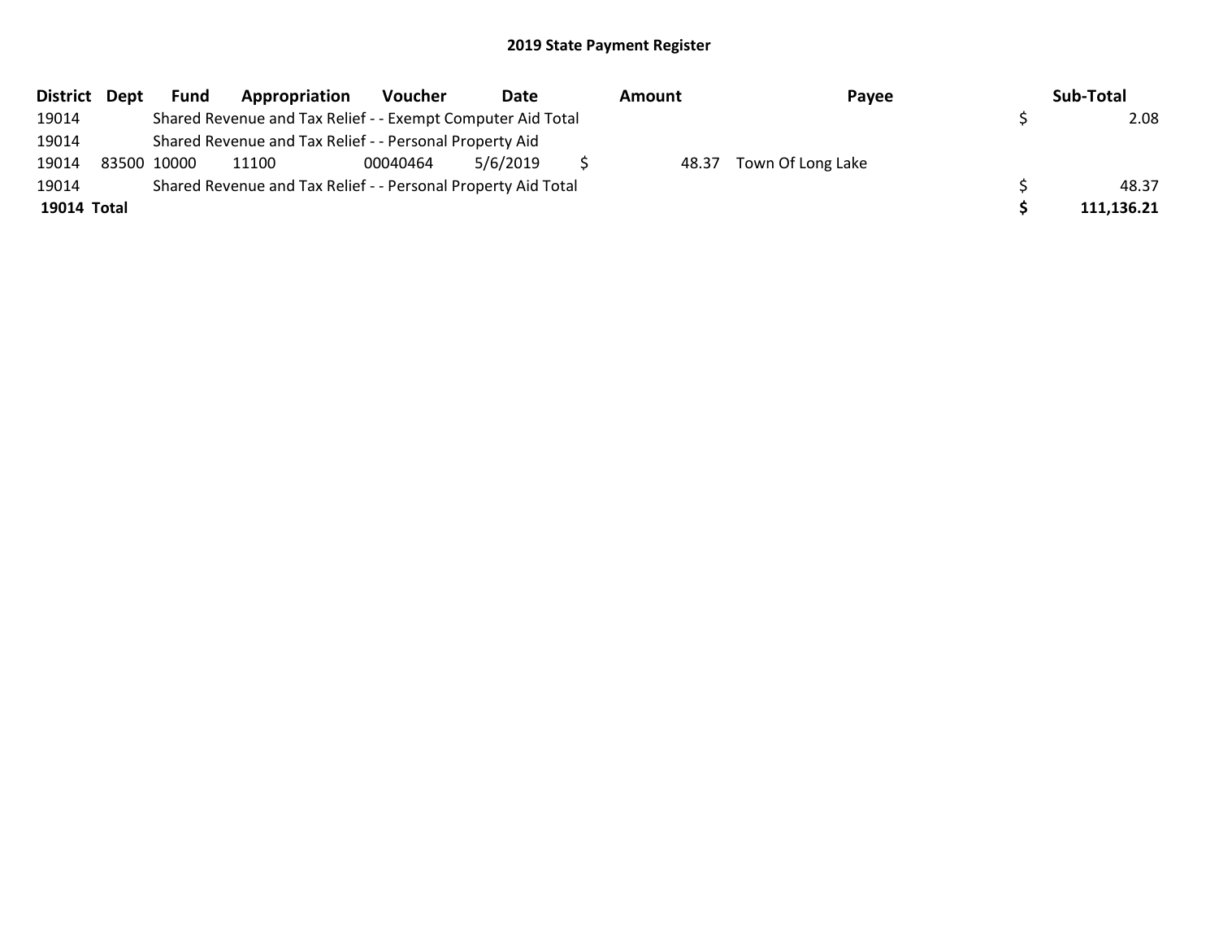# 2019 State Payment Register

| District | Dept | Fund | Appropriation | Voucher | Date | Amount | Payee | Sub-Total |
|---|---|---|---|---|---|---|---|---|
| 19014 | | Shared Revenue and Tax Relief - - Exempt Computer Aid Total | | | | | | $ 2.08 |
| 19014 | | Shared Revenue and Tax Relief - - Personal Property Aid | | | | | | |
| 19014 | 83500 | 10000 | 11100 | 00040464 | 5/6/2019 | $ 48.37 | Town Of Long Lake | |
| 19014 | | Shared Revenue and Tax Relief - - Personal Property Aid Total | | | | | | $ 48.37 |
| **19014** | **Total** | | | | | | | **$ 111,136.21** |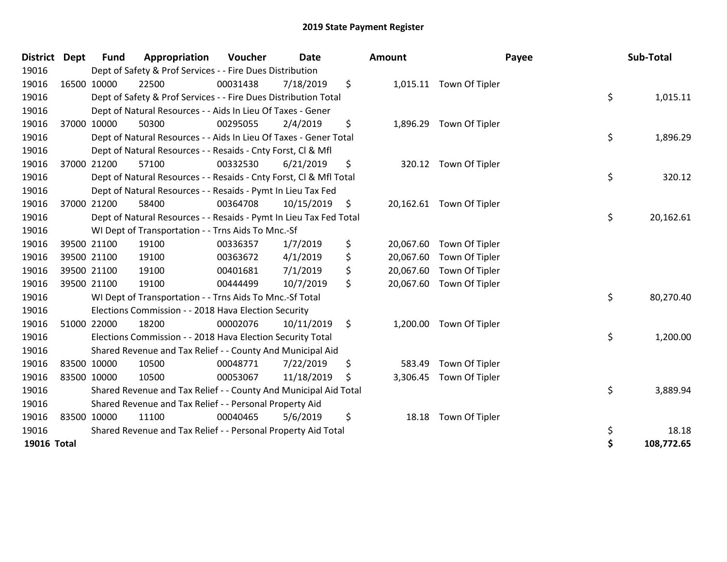# 2019 State Payment Register

| District | Dept | Fund | Appropriation | Voucher | Date | Amount | Payee | Sub-Total |
|---|---|---|---|---|---|---|---|---|
| 19016 | | Dept of Safety & Prof Services - - Fire Dues Distribution | | | | | | |
| 19016 | 16500 | 10000 | 22500 | 00031438 | 7/18/2019 | $ 1,015.11 | Town Of Tipler | |
| 19016 | | Dept of Safety & Prof Services - - Fire Dues Distribution Total | | | | | | $ 1,015.11 |
| 19016 | | Dept of Natural Resources - - Aids In Lieu Of Taxes - Gener | | | | | | |
| 19016 | 37000 | 10000 | 50300 | 00295055 | 2/4/2019 | $ 1,896.29 | Town Of Tipler | |
| 19016 | | Dept of Natural Resources - - Aids In Lieu Of Taxes - Gener Total | | | | | | $ 1,896.29 |
| 19016 | | Dept of Natural Resources - - Resaids - Cnty Forst, Cl & Mfl | | | | | | |
| 19016 | 37000 | 21200 | 57100 | 00332530 | 6/21/2019 | $ 320.12 | Town Of Tipler | |
| 19016 | | Dept of Natural Resources - - Resaids - Cnty Forst, Cl & Mfl Total | | | | | | $ 320.12 |
| 19016 | | Dept of Natural Resources - - Resaids - Pymt In Lieu Tax Fed | | | | | | |
| 19016 | 37000 | 21200 | 58400 | 00364708 | 10/15/2019 | $ 20,162.61 | Town Of Tipler | |
| 19016 | | Dept of Natural Resources - - Resaids - Pymt In Lieu Tax Fed Total | | | | | | $ 20,162.61 |
| 19016 | | WI Dept of Transportation - - Trns Aids To Mnc.-Sf | | | | | | |
| 19016 | 39500 | 21100 | 19100 | 00336357 | 1/7/2019 | $ 20,067.60 | Town Of Tipler | |
| 19016 | 39500 | 21100 | 19100 | 00363672 | 4/1/2019 | $ 20,067.60 | Town Of Tipler | |
| 19016 | 39500 | 21100 | 19100 | 00401681 | 7/1/2019 | $ 20,067.60 | Town Of Tipler | |
| 19016 | 39500 | 21100 | 19100 | 00444499 | 10/7/2019 | $ 20,067.60 | Town Of Tipler | |
| 19016 | | WI Dept of Transportation - - Trns Aids To Mnc.-Sf Total | | | | | | $ 80,270.40 |
| 19016 | | Elections Commission - - 2018 Hava Election Security | | | | | | |
| 19016 | 51000 | 22000 | 18200 | 00002076 | 10/11/2019 | $ 1,200.00 | Town Of Tipler | |
| 19016 | | Elections Commission - - 2018 Hava Election Security Total | | | | | | $ 1,200.00 |
| 19016 | | Shared Revenue and Tax Relief - - County And Municipal Aid | | | | | | |
| 19016 | 83500 | 10000 | 10500 | 00048771 | 7/22/2019 | $ 583.49 | Town Of Tipler | |
| 19016 | 83500 | 10000 | 10500 | 00053067 | 11/18/2019 | $ 3,306.45 | Town Of Tipler | |
| 19016 | | Shared Revenue and Tax Relief - - County And Municipal Aid Total | | | | | | $ 3,889.94 |
| 19016 | | Shared Revenue and Tax Relief - - Personal Property Aid | | | | | | |
| 19016 | 83500 | 10000 | 11100 | 00040465 | 5/6/2019 | $ 18.18 | Town Of Tipler | |
| 19016 | | Shared Revenue and Tax Relief - - Personal Property Aid Total | | | | | | $ 18.18 |
| **19016 Total** | | | | | | | | **$ 108,772.65** |